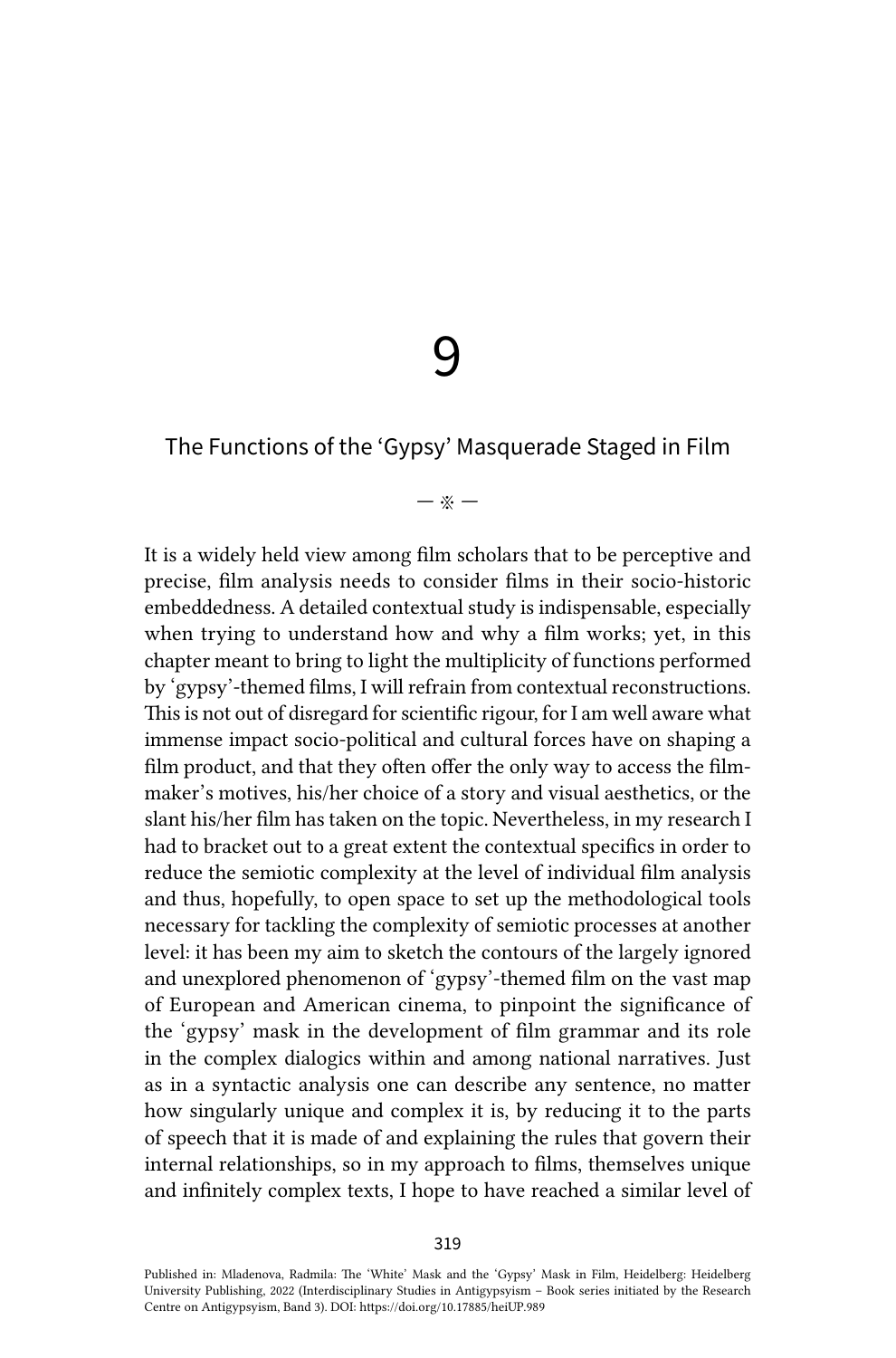# 9

## The Functions of the 'Gypsy' Masquerade Staged in Film

— ※ —

It is a widely held view among film scholars that to be perceptive and precise, film analysis needs to consider films in their socio-historic embeddedness. A detailed contextual study is indispensable, especially when trying to understand how and why a film works; yet, in this chapter meant to bring to light the multiplicity of functions performed by 'gypsy'-themed films, I will refrain from contextual reconstructions. This is not out of disregard for scientific rigour, for I am well aware what immense impact socio-political and cultural forces have on shaping a film product, and that they often offer the only way to access the film-maker's motives, his/her choice of a story and visual aesthetics, or the slant his/her film has taken on the topic. Nevertheless, in my research I had to bracket out to a great extent the contextual specifics in order to reduce the semiotic complexity at the level of individual film analysis and thus, hopefully, to open space to set up the methodological tools necessary for tackling the complexity of semiotic processes at another level: it has been my aim to sketch the contours of the largely ignored and unexplored phenomenon of 'gypsy'-themed film on the vast map of European and American cinema, to pinpoint the significance of the 'gypsy' mask in the development of film grammar and its role in the complex dialogics within and among national narratives. Just as in a syntactic analysis one can describe any sentence, no matter how singularly unique and complex it is, by reducing it to the parts of speech that it is made of and explaining the rules that govern their internal relationships, so in my approach to films, themselves unique and infinitely complex texts, I hope to have reached a similar level of

Published in: Mladenova, Radmila: The 'White' Mask and the 'Gypsy' Mask in Film, Heidelberg: Heidelberg University Publishing, 2022 (Interdisciplinary Studies in Antigypsyism – Book series initiated by the Research Centre on Antigypsyism, Band 3). DOI: https://doi.org/10.17885/heiUP.989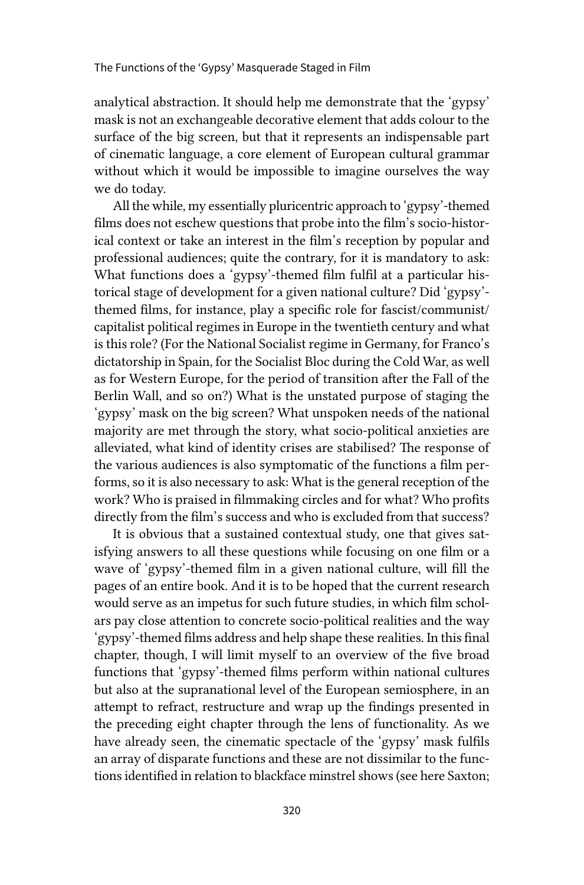analytical abstraction. It should help me demonstrate that the 'gypsy' mask is not an exchangeable decorative element that adds colour to the surface of the big screen, but that it represents an indispensable part of cinematic language, a core element of European cultural grammar without which it would be impossible to imagine ourselves the way we do today.

All the while, my essentially pluricentric approach to 'gypsy'-themed films does not eschew questions that probe into the film's socio-historical context or take an interest in the film's reception by popular and professional audiences; quite the contrary, for it is mandatory to ask: What functions does a 'gypsy'-themed film fulfil at a particular historical stage of development for a given national culture? Did 'gypsy'-themed films, for instance, play a specific role for fascist/communist/capitalist political regimes in Europe in the twentieth century and what is this role? (For the National Socialist regime in Germany, for Franco's dictatorship in Spain, for the Socialist Bloc during the Cold War, as well as for Western Europe, for the period of transition after the Fall of the Berlin Wall, and so on?) What is the unstated purpose of staging the 'gypsy' mask on the big screen? What unspoken needs of the national majority are met through the story, what socio-political anxieties are alleviated, what kind of identity crises are stabilised? The response of the various audiences is also symptomatic of the functions a film performs, so it is also necessary to ask: What is the general reception of the work? Who is praised in filmmaking circles and for what? Who profits directly from the film's success and who is excluded from that success?

It is obvious that a sustained contextual study, one that gives satisfying answers to all these questions while focusing on one film or a wave of 'gypsy'-themed film in a given national culture, will fill the pages of an entire book. And it is to be hoped that the current research would serve as an impetus for such future studies, in which film scholars pay close attention to concrete socio-political realities and the way 'gypsy'-themed films address and help shape these realities. In this final chapter, though, I will limit myself to an overview of the five broad functions that 'gypsy'-themed films perform within national cultures but also at the supranational level of the European semiosphere, in an attempt to refract, restructure and wrap up the findings presented in the preceding eight chapter through the lens of functionality. As we have already seen, the cinematic spectacle of the 'gypsy' mask fulfils an array of disparate functions and these are not dissimilar to the functions identified in relation to blackface minstrel shows (see here Saxton;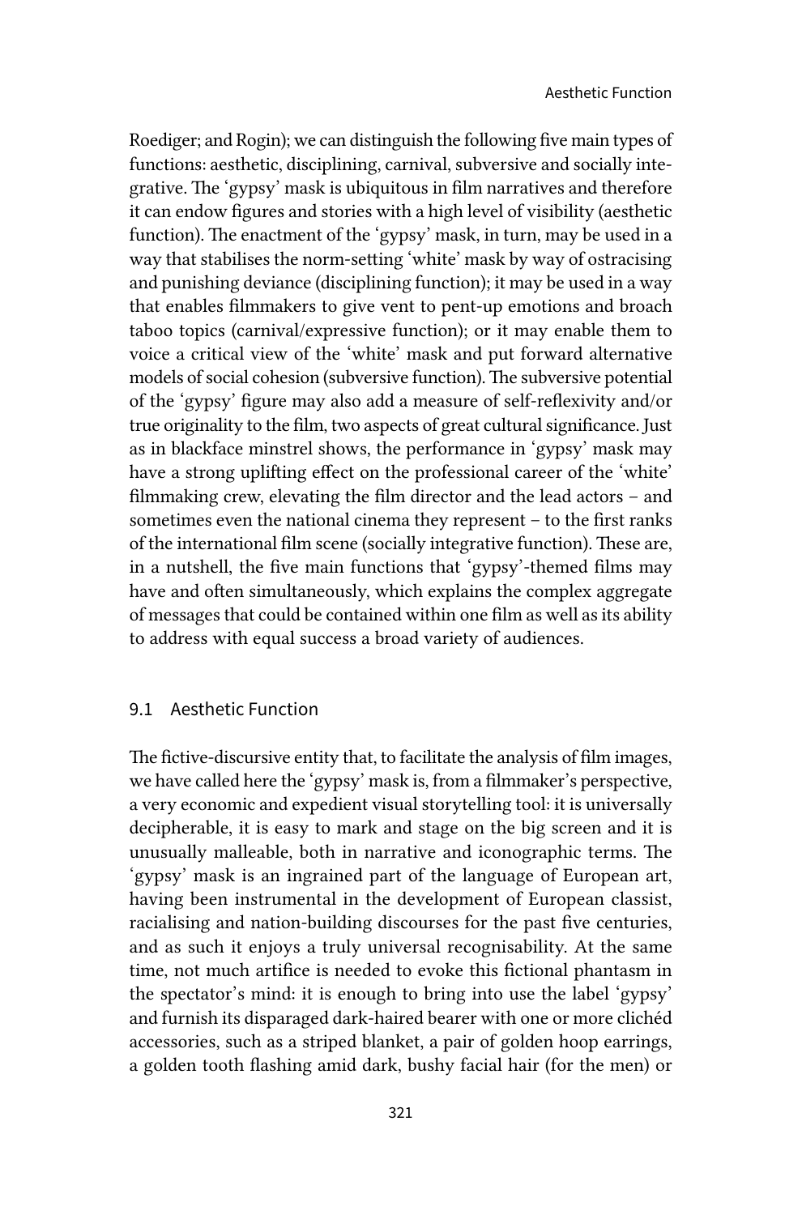Roediger; and Rogin); we can distinguish the following five main types of functions: aesthetic, disciplining, carnival, subversive and socially integrative. The 'gypsy' mask is ubiquitous in film narratives and therefore it can endow figures and stories with a high level of visibility (aesthetic function). The enactment of the 'gypsy' mask, in turn, may be used in a way that stabilises the norm-setting 'white' mask by way of ostracising and punishing deviance (disciplining function); it may be used in a way that enables filmmakers to give vent to pent-up emotions and broach taboo topics (carnival/expressive function); or it may enable them to voice a critical view of the 'white' mask and put forward alternative models of social cohesion (subversive function). The subversive potential of the 'gypsy' figure may also add a measure of self-reflexivity and/or true originality to the film, two aspects of great cultural significance. Just as in blackface minstrel shows, the performance in 'gypsy' mask may have a strong uplifting effect on the professional career of the 'white' filmmaking crew, elevating the film director and the lead actors – and sometimes even the national cinema they represent – to the first ranks of the international film scene (socially integrative function). These are, in a nutshell, the five main functions that 'gypsy'-themed films may have and often simultaneously, which explains the complex aggregate of messages that could be contained within one film as well as its ability to address with equal success a broad variety of audiences.

## 9.1 Aesthetic Function

The fictive-discursive entity that, to facilitate the analysis of film images, we have called here the 'gypsy' mask is, from a filmmaker's perspective, a very economic and expedient visual storytelling tool: it is universally decipherable, it is easy to mark and stage on the big screen and it is unusually malleable, both in narrative and iconographic terms. The 'gypsy' mask is an ingrained part of the language of European art, having been instrumental in the development of European classist, racialising and nation-building discourses for the past five centuries, and as such it enjoys a truly universal recognisability. At the same time, not much artifice is needed to evoke this fictional phantasm in the spectator's mind: it is enough to bring into use the label 'gypsy' and furnish its disparaged dark-haired bearer with one or more clichéd accessories, such as a striped blanket, a pair of golden hoop earrings, a golden tooth flashing amid dark, bushy facial hair (for the men) or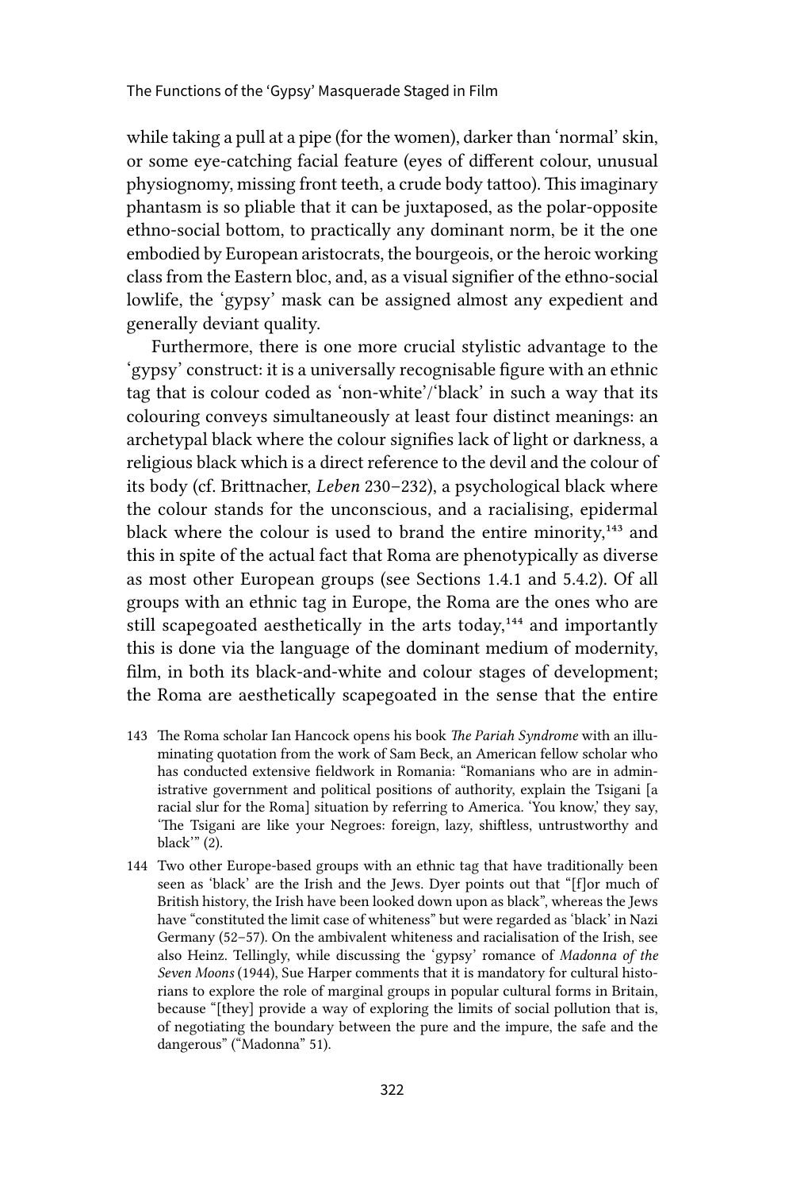while taking a pull at a pipe (for the women), darker than 'normal' skin, or some eye-catching facial feature (eyes of different colour, unusual physiognomy, missing front teeth, a crude body tattoo). This imaginary phantasm is so pliable that it can be juxtaposed, as the polar-opposite ethno-social bottom, to practically any dominant norm, be it the one embodied by European aristocrats, the bourgeois, or the heroic working class from the Eastern bloc, and, as a visual signifier of the ethno-social lowlife, the 'gypsy' mask can be assigned almost any expedient and generally deviant quality.

Furthermore, there is one more crucial stylistic advantage to the 'gypsy' construct: it is a universally recognisable figure with an ethnic tag that is colour coded as 'non-white'/'black' in such a way that its colouring conveys simultaneously at least four distinct meanings: an archetypal black where the colour signifies lack of light or darkness, a religious black which is a direct reference to the devil and the colour of its body (cf. Brittnacher, *Leben* 230–232), a psychological black where the colour stands for the unconscious, and a racialising, epidermal black where the colour is used to brand the entire minority,[143] and this in spite of the actual fact that Roma are phenotypically as diverse as most other European groups (see Sections 1.4.1 and 5.4.2). Of all groups with an ethnic tag in Europe, the Roma are the ones who are still scapegoated aesthetically in the arts today,[144] and importantly this is done via the language of the dominant medium of modernity, film, in both its black-and-white and colour stages of development; the Roma are aesthetically scapegoated in the sense that the entire

143 The Roma scholar Ian Hancock opens his book *The Pariah Syndrome* with an illuminating quotation from the work of Sam Beck, an American fellow scholar who has conducted extensive fieldwork in Romania: "Romanians who are in administrative government and political positions of authority, explain the Tsigani [a racial slur for the Roma] situation by referring to America. 'You know,' they say, 'The Tsigani are like your Negroes: foreign, lazy, shiftless, untrustworthy and black'" (2).

144 Two other Europe-based groups with an ethnic tag that have traditionally been seen as 'black' are the Irish and the Jews. Dyer points out that "[f]or much of British history, the Irish have been looked down upon as black", whereas the Jews have "constituted the limit case of whiteness" but were regarded as 'black' in Nazi Germany (52–57). On the ambivalent whiteness and racialisation of the Irish, see also Heinz. Tellingly, while discussing the 'gypsy' romance of *Madonna of the Seven Moons* (1944), Sue Harper comments that it is mandatory for cultural historians to explore the role of marginal groups in popular cultural forms in Britain, because "[they] provide a way of exploring the limits of social pollution that is, of negotiating the boundary between the pure and the impure, the safe and the dangerous" ("Madonna" 51).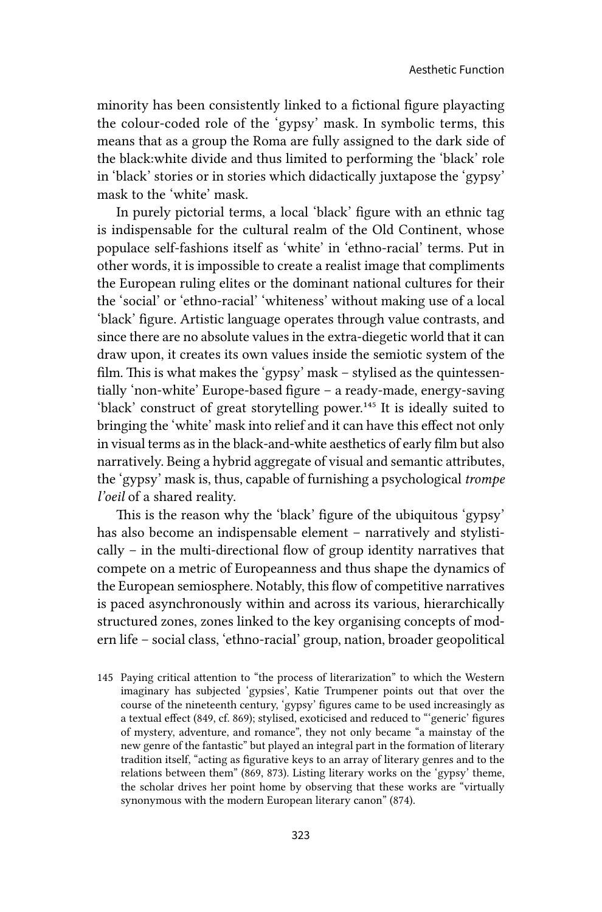minority has been consistently linked to a fictional figure playacting the colour-coded role of the 'gypsy' mask. In symbolic terms, this means that as a group the Roma are fully assigned to the dark side of the black:white divide and thus limited to performing the 'black' role in 'black' stories or in stories which didactically juxtapose the 'gypsy' mask to the 'white' mask.

In purely pictorial terms, a local 'black' figure with an ethnic tag is indispensable for the cultural realm of the Old Continent, whose populace self-fashions itself as 'white' in 'ethno-racial' terms. Put in other words, it is impossible to create a realist image that compliments the European ruling elites or the dominant national cultures for their the 'social' or 'ethno-racial' 'whiteness' without making use of a local 'black' figure. Artistic language operates through value contrasts, and since there are no absolute values in the extra-diegetic world that it can draw upon, it creates its own values inside the semiotic system of the film. This is what makes the 'gypsy' mask – stylised as the quintessentially 'non-white' Europe-based figure – a ready-made, energy-saving 'black' construct of great storytelling power.[145] It is ideally suited to bringing the 'white' mask into relief and it can have this effect not only in visual terms as in the black-and-white aesthetics of early film but also narratively. Being a hybrid aggregate of visual and semantic attributes, the 'gypsy' mask is, thus, capable of furnishing a psychological *trompe l'oeil* of a shared reality.

This is the reason why the 'black' figure of the ubiquitous 'gypsy' has also become an indispensable element – narratively and stylistically – in the multi-directional flow of group identity narratives that compete on a metric of Europeanness and thus shape the dynamics of the European semiosphere. Notably, this flow of competitive narratives is paced asynchronously within and across its various, hierarchically structured zones, zones linked to the key organising concepts of modern life – social class, 'ethno-racial' group, nation, broader geopolitical

145 Paying critical attention to "the process of literarization" to which the Western imaginary has subjected 'gypsies', Katie Trumpener points out that over the course of the nineteenth century, 'gypsy' figures came to be used increasingly as a textual effect (849, cf. 869); stylised, exoticised and reduced to "'generic' figures of mystery, adventure, and romance", they not only became "a mainstay of the new genre of the fantastic" but played an integral part in the formation of literary tradition itself, "acting as figurative keys to an array of literary genres and to the relations between them" (869, 873). Listing literary works on the 'gypsy' theme, the scholar drives her point home by observing that these works are "virtually synonymous with the modern European literary canon" (874).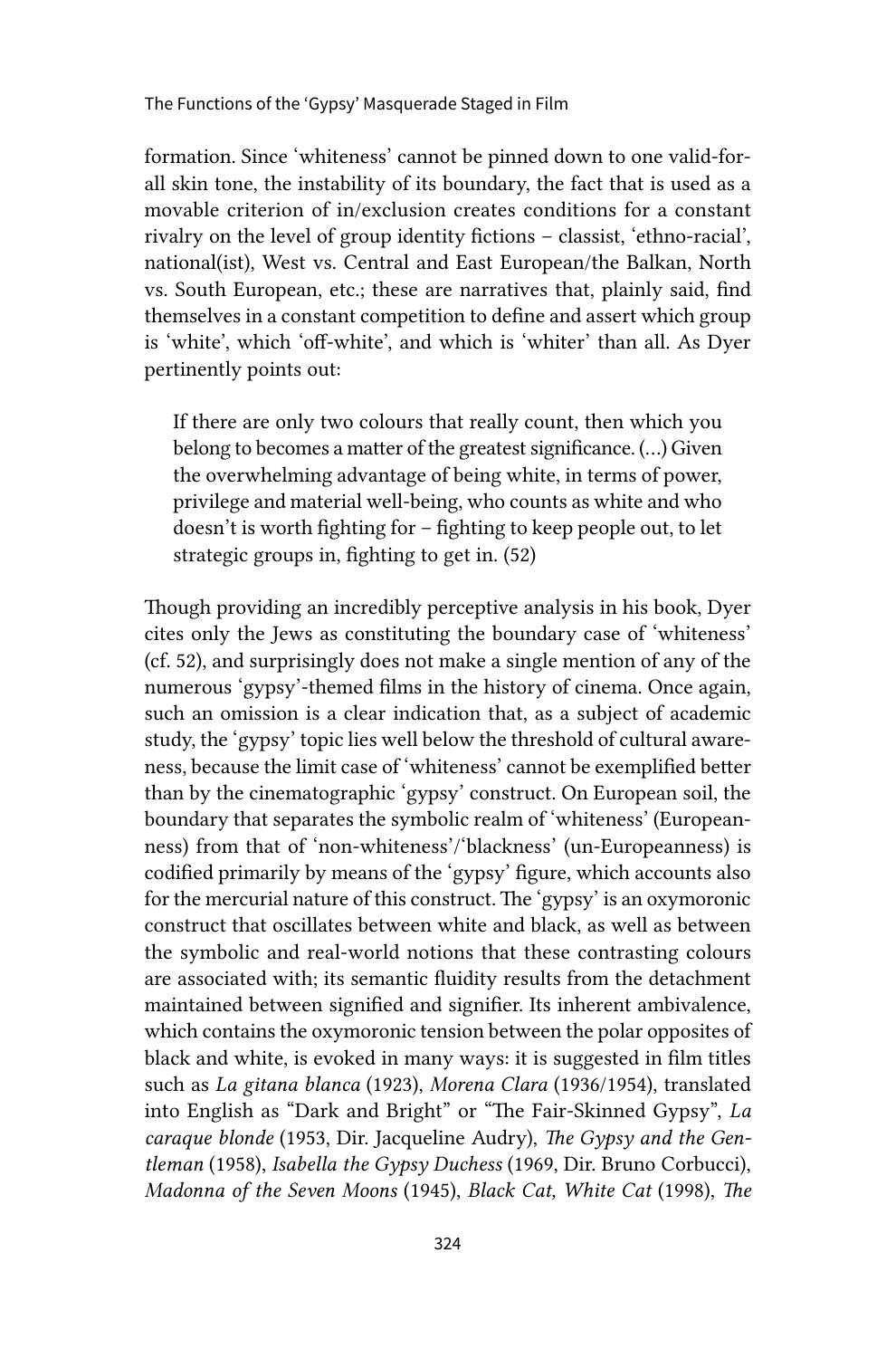formation. Since 'whiteness' cannot be pinned down to one valid-for-all skin tone, the instability of its boundary, the fact that is used as a movable criterion of in/exclusion creates conditions for a constant rivalry on the level of group identity fictions – classist, 'ethno-racial', national(ist), West vs. Central and East European/the Balkan, North vs. South European, etc.; these are narratives that, plainly said, find themselves in a constant competition to define and assert which group is 'white', which 'off-white', and which is 'whiter' than all. As Dyer pertinently points out:

> If there are only two colours that really count, then which you belong to becomes a matter of the greatest significance. (…) Given the overwhelming advantage of being white, in terms of power, privilege and material well-being, who counts as white and who doesn't is worth fighting for – fighting to keep people out, to let strategic groups in, fighting to get in. (52)

Though providing an incredibly perceptive analysis in his book, Dyer cites only the Jews as constituting the boundary case of 'whiteness' (cf. 52), and surprisingly does not make a single mention of any of the numerous 'gypsy'-themed films in the history of cinema. Once again, such an omission is a clear indication that, as a subject of academic study, the 'gypsy' topic lies well below the threshold of cultural awareness, because the limit case of 'whiteness' cannot be exemplified better than by the cinematographic 'gypsy' construct. On European soil, the boundary that separates the symbolic realm of 'whiteness' (Europeanness) from that of 'non-whiteness'/'blackness' (un-Europeanness) is codified primarily by means of the 'gypsy' figure, which accounts also for the mercurial nature of this construct. The 'gypsy' is an oxymoronic construct that oscillates between white and black, as well as between the symbolic and real-world notions that these contrasting colours are associated with; its semantic fluidity results from the detachment maintained between signified and signifier. Its inherent ambivalence, which contains the oxymoronic tension between the polar opposites of black and white, is evoked in many ways: it is suggested in film titles such as *La gitana blanca* (1923), *Morena Clara* (1936/1954), translated into English as "Dark and Bright" or "The Fair-Skinned Gypsy", *La caraque blonde* (1953, Dir. Jacqueline Audry), *The Gypsy and the Gentleman* (1958), *Isabella the Gypsy Duchess* (1969, Dir. Bruno Corbucci), *Madonna of the Seven Moons* (1945), *Black Cat, White Cat* (1998), *The*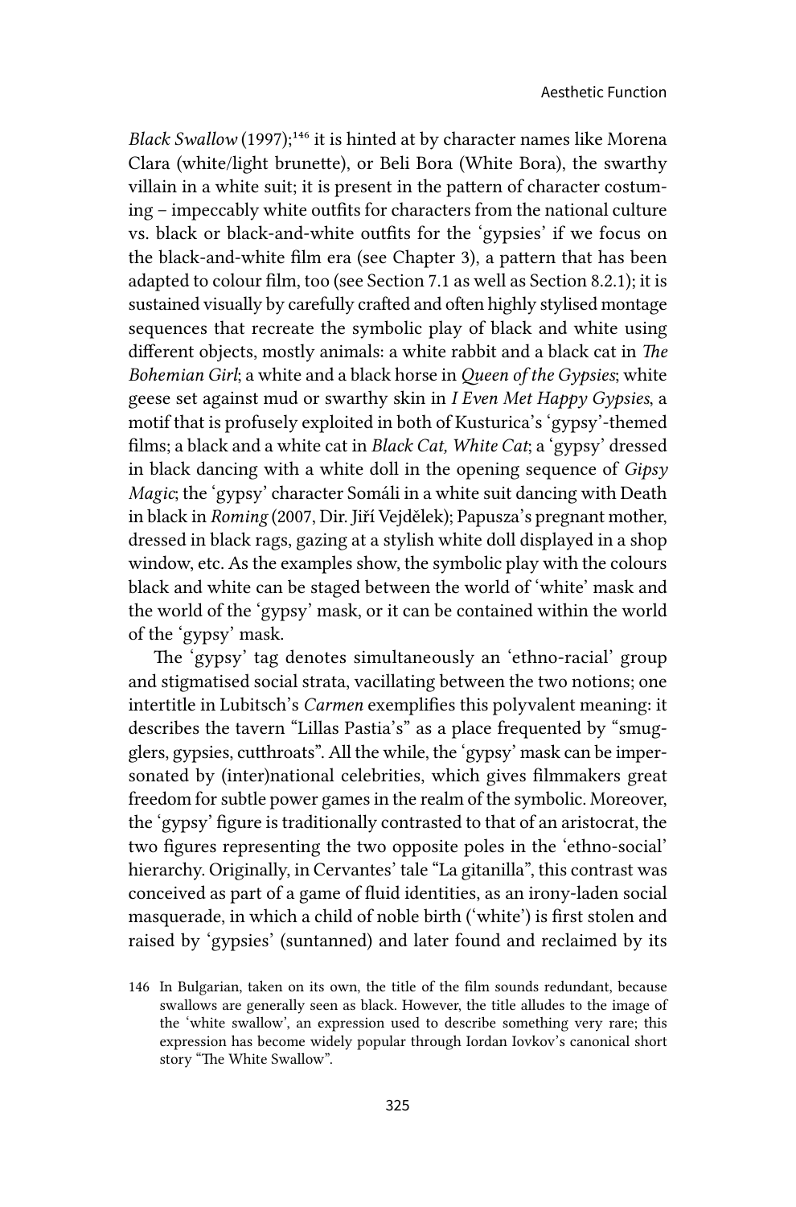*Black Swallow* (1997);[146] it is hinted at by character names like Morena Clara (white/light brunette), or Beli Bora (White Bora), the swarthy villain in a white suit; it is present in the pattern of character costuming – impeccably white outfits for characters from the national culture vs. black or black-and-white outfits for the 'gypsies' if we focus on the black-and-white film era (see Chapter 3), a pattern that has been adapted to colour film, too (see Section 7.1 as well as Section 8.2.1); it is sustained visually by carefully crafted and often highly stylised montage sequences that recreate the symbolic play of black and white using different objects, mostly animals: a white rabbit and a black cat in *The Bohemian Girl*; a white and a black horse in *Queen of the Gypsies*; white geese set against mud or swarthy skin in *I Even Met Happy Gypsies*, a motif that is profusely exploited in both of Kusturica's 'gypsy'-themed films; a black and a white cat in *Black Cat, White Cat*; a 'gypsy' dressed in black dancing with a white doll in the opening sequence of *Gipsy Magic*; the 'gypsy' character Somáli in a white suit dancing with Death in black in *Roming* (2007, Dir. Jiří Vejdělek); Papusza's pregnant mother, dressed in black rags, gazing at a stylish white doll displayed in a shop window, etc. As the examples show, the symbolic play with the colours black and white can be staged between the world of 'white' mask and the world of the 'gypsy' mask, or it can be contained within the world of the 'gypsy' mask.

The 'gypsy' tag denotes simultaneously an 'ethno-racial' group and stigmatised social strata, vacillating between the two notions; one intertitle in Lubitsch's *Carmen* exemplifies this polyvalent meaning: it describes the tavern "Lillas Pastia's" as a place frequented by "smugglers, gypsies, cutthroats". All the while, the 'gypsy' mask can be impersonated by (inter)national celebrities, which gives filmmakers great freedom for subtle power games in the realm of the symbolic. Moreover, the 'gypsy' figure is traditionally contrasted to that of an aristocrat, the two figures representing the two opposite poles in the 'ethno-social' hierarchy. Originally, in Cervantes' tale "La gitanilla", this contrast was conceived as part of a game of fluid identities, as an irony-laden social masquerade, in which a child of noble birth ('white') is first stolen and raised by 'gypsies' (suntanned) and later found and reclaimed by its

146 In Bulgarian, taken on its own, the title of the film sounds redundant, because swallows are generally seen as black. However, the title alludes to the image of the 'white swallow', an expression used to describe something very rare; this expression has become widely popular through Iordan Iovkov's canonical short story "The White Swallow".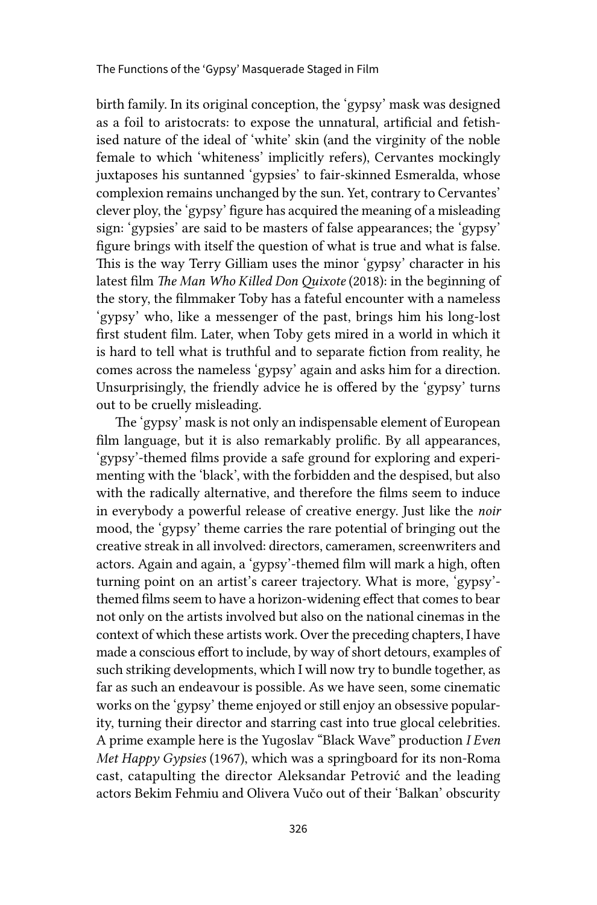birth family. In its original conception, the 'gypsy' mask was designed as a foil to aristocrats: to expose the unnatural, artificial and fetishised nature of the ideal of 'white' skin (and the virginity of the noble female to which 'whiteness' implicitly refers), Cervantes mockingly juxtaposes his suntanned 'gypsies' to fair-skinned Esmeralda, whose complexion remains unchanged by the sun. Yet, contrary to Cervantes' clever ploy, the 'gypsy' figure has acquired the meaning of a misleading sign: 'gypsies' are said to be masters of false appearances; the 'gypsy' figure brings with itself the question of what is true and what is false. This is the way Terry Gilliam uses the minor 'gypsy' character in his latest film *The Man Who Killed Don Quixote* (2018): in the beginning of the story, the filmmaker Toby has a fateful encounter with a nameless 'gypsy' who, like a messenger of the past, brings him his long-lost first student film. Later, when Toby gets mired in a world in which it is hard to tell what is truthful and to separate fiction from reality, he comes across the nameless 'gypsy' again and asks him for a direction. Unsurprisingly, the friendly advice he is offered by the 'gypsy' turns out to be cruelly misleading.

The 'gypsy' mask is not only an indispensable element of European film language, but it is also remarkably prolific. By all appearances, 'gypsy'-themed films provide a safe ground for exploring and experimenting with the 'black', with the forbidden and the despised, but also with the radically alternative, and therefore the films seem to induce in everybody a powerful release of creative energy. Just like the *noir* mood, the 'gypsy' theme carries the rare potential of bringing out the creative streak in all involved: directors, cameramen, screenwriters and actors. Again and again, a 'gypsy'-themed film will mark a high, often turning point on an artist's career trajectory. What is more, 'gypsy'-themed films seem to have a horizon-widening effect that comes to bear not only on the artists involved but also on the national cinemas in the context of which these artists work. Over the preceding chapters, I have made a conscious effort to include, by way of short detours, examples of such striking developments, which I will now try to bundle together, as far as such an endeavour is possible. As we have seen, some cinematic works on the 'gypsy' theme enjoyed or still enjoy an obsessive popularity, turning their director and starring cast into true glocal celebrities. A prime example here is the Yugoslav "Black Wave" production *I Even Met Happy Gypsies* (1967), which was a springboard for its non-Roma cast, catapulting the director Aleksandar Petrović and the leading actors Bekim Fehmiu and Olivera Vučo out of their 'Balkan' obscurity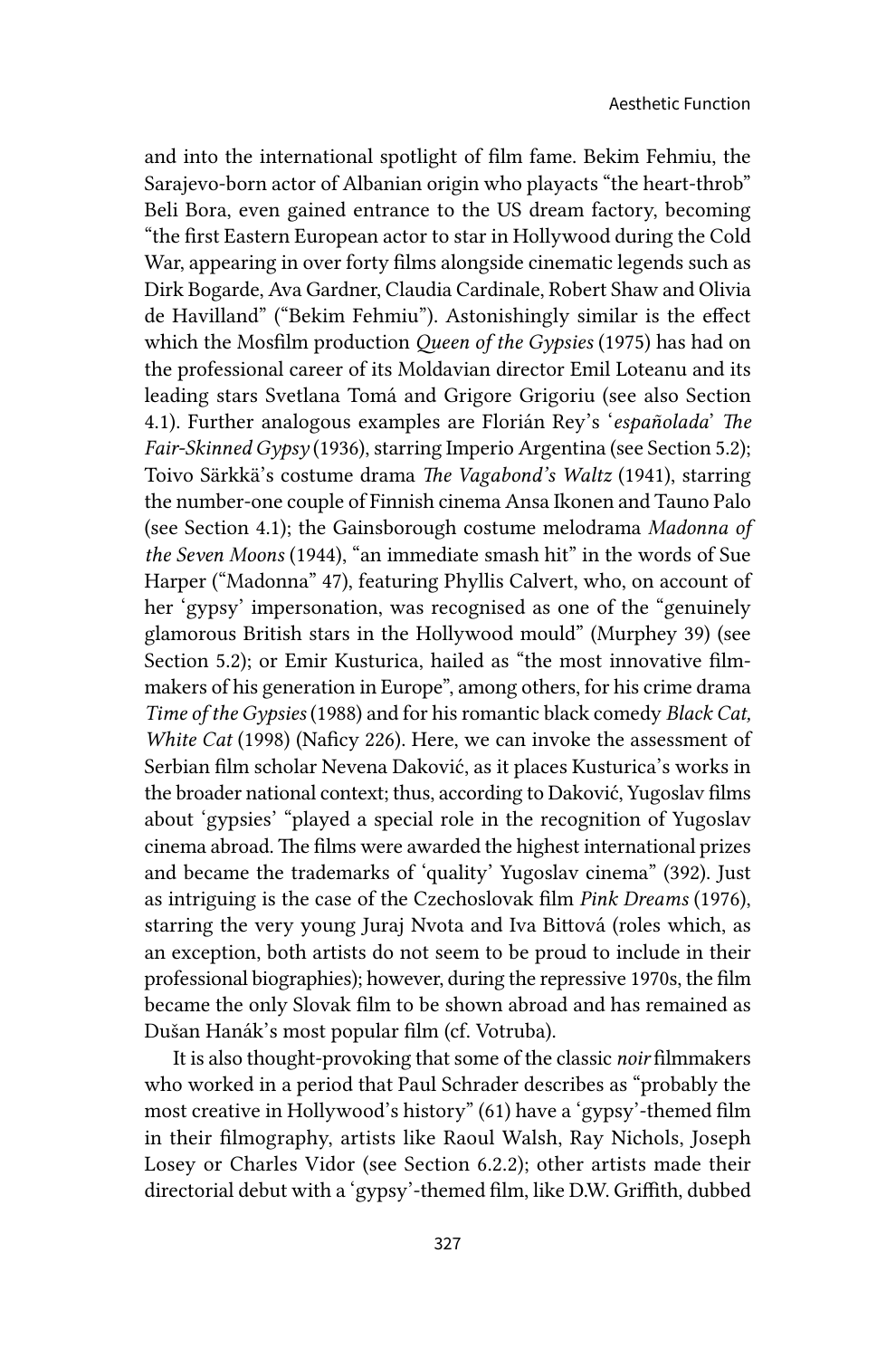and into the international spotlight of film fame. Bekim Fehmiu, the Sarajevo-born actor of Albanian origin who playacts "the heart-throb" Beli Bora, even gained entrance to the US dream factory, becoming "the first Eastern European actor to star in Hollywood during the Cold War, appearing in over forty films alongside cinematic legends such as Dirk Bogarde, Ava Gardner, Claudia Cardinale, Robert Shaw and Olivia de Havilland" ("Bekim Fehmiu"). Astonishingly similar is the effect which the Mosfilm production *Queen of the Gypsies* (1975) has had on the professional career of its Moldavian director Emil Loteanu and its leading stars Svetlana Tomá and Grigore Grigoriu (see also Section 4.1). Further analogous examples are Florián Rey's '*españolada*' *The Fair-Skinned Gypsy* (1936), starring Imperio Argentina (see Section 5.2); Toivo Särkkä's costume drama *The Vagabond's Waltz* (1941), starring the number-one couple of Finnish cinema Ansa Ikonen and Tauno Palo (see Section 4.1); the Gainsborough costume melodrama *Madonna of the Seven Moons* (1944), "an immediate smash hit" in the words of Sue Harper ("Madonna" 47), featuring Phyllis Calvert, who, on account of her 'gypsy' impersonation, was recognised as one of the "genuinely glamorous British stars in the Hollywood mould" (Murphey 39) (see Section 5.2); or Emir Kusturica, hailed as "the most innovative filmmakers of his generation in Europe", among others, for his crime drama *Time of the Gypsies* (1988) and for his romantic black comedy *Black Cat, White Cat* (1998) (Naficy 226). Here, we can invoke the assessment of Serbian film scholar Nevena Daković, as it places Kusturica's works in the broader national context; thus, according to Daković, Yugoslav films about 'gypsies' "played a special role in the recognition of Yugoslav cinema abroad. The films were awarded the highest international prizes and became the trademarks of 'quality' Yugoslav cinema" (392). Just as intriguing is the case of the Czechoslovak film *Pink Dreams* (1976), starring the very young Juraj Nvota and Iva Bittová (roles which, as an exception, both artists do not seem to be proud to include in their professional biographies); however, during the repressive 1970s, the film became the only Slovak film to be shown abroad and has remained as Dušan Hanák's most popular film (cf. Votruba).

It is also thought-provoking that some of the classic *noir* filmmakers who worked in a period that Paul Schrader describes as "probably the most creative in Hollywood's history" (61) have a 'gypsy'-themed film in their filmography, artists like Raoul Walsh, Ray Nichols, Joseph Losey or Charles Vidor (see Section 6.2.2); other artists made their directorial debut with a 'gypsy'-themed film, like D.W. Griffith, dubbed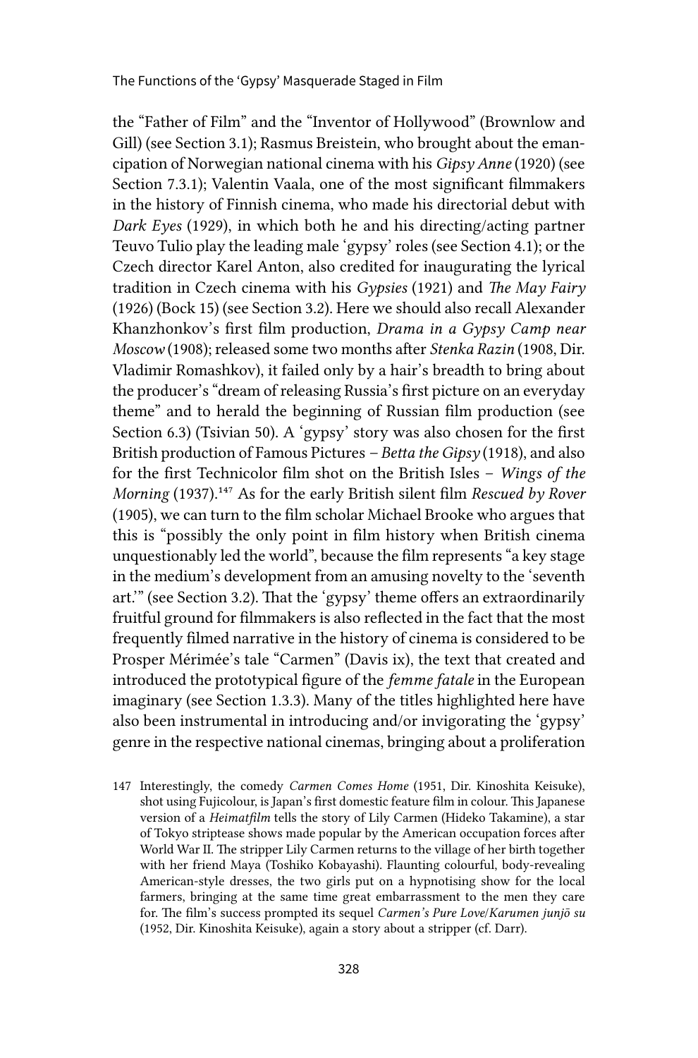the "Father of Film" and the "Inventor of Hollywood" (Brownlow and Gill) (see Section 3.1); Rasmus Breistein, who brought about the emancipation of Norwegian national cinema with his *Gipsy Anne* (1920) (see Section 7.3.1); Valentin Vaala, one of the most significant filmmakers in the history of Finnish cinema, who made his directorial debut with *Dark Eyes* (1929), in which both he and his directing/acting partner Teuvo Tulio play the leading male 'gypsy' roles (see Section 4.1); or the Czech director Karel Anton, also credited for inaugurating the lyrical tradition in Czech cinema with his *Gypsies* (1921) and *The May Fairy* (1926) (Bock 15) (see Section 3.2). Here we should also recall Alexander Khanzhonkov's first film production, *Drama in a Gypsy Camp near Moscow* (1908); released some two months after *Stenka Razin* (1908, Dir. Vladimir Romashkov), it failed only by a hair's breadth to bring about the producer's "dream of releasing Russia's first picture on an everyday theme" and to herald the beginning of Russian film production (see Section 6.3) (Tsivian 50). A 'gypsy' story was also chosen for the first British production of Famous Pictures – *Betta the Gipsy* (1918), and also for the first Technicolor film shot on the British Isles – *Wings of the Morning* (1937).[147] As for the early British silent film *Rescued by Rover* (1905), we can turn to the film scholar Michael Brooke who argues that this is "possibly the only point in film history when British cinema unquestionably led the world", because the film represents "a key stage in the medium's development from an amusing novelty to the 'seventh art.'" (see Section 3.2). That the 'gypsy' theme offers an extraordinarily fruitful ground for filmmakers is also reflected in the fact that the most frequently filmed narrative in the history of cinema is considered to be Prosper Mérimée's tale "Carmen" (Davis ix), the text that created and introduced the prototypical figure of the *femme fatale* in the European imaginary (see Section 1.3.3). Many of the titles highlighted here have also been instrumental in introducing and/or invigorating the 'gypsy' genre in the respective national cinemas, bringing about a proliferation

147 Interestingly, the comedy *Carmen Comes Home* (1951, Dir. Kinoshita Keisuke), shot using Fujicolour, is Japan's first domestic feature film in colour. This Japanese version of a *Heimatfilm* tells the story of Lily Carmen (Hideko Takamine), a star of Tokyo striptease shows made popular by the American occupation forces after World War II. The stripper Lily Carmen returns to the village of her birth together with her friend Maya (Toshiko Kobayashi). Flaunting colourful, body-revealing American-style dresses, the two girls put on a hypnotising show for the local farmers, bringing at the same time great embarrassment to the men they care for. The film's success prompted its sequel *Carmen's Pure Love/Karumen junjō su* (1952, Dir. Kinoshita Keisuke), again a story about a stripper (cf. Darr).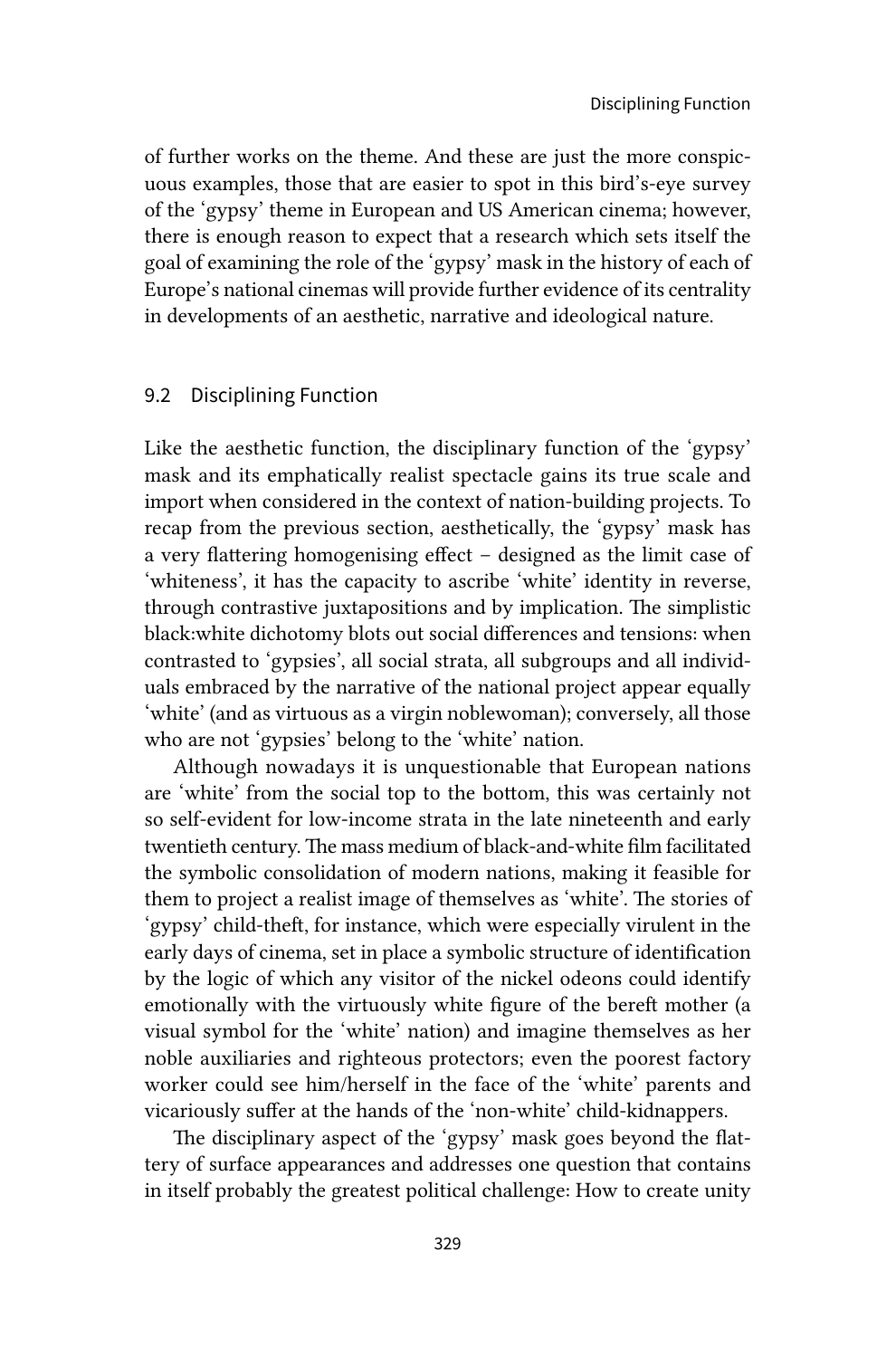of further works on the theme. And these are just the more conspicuous examples, those that are easier to spot in this bird's-eye survey of the 'gypsy' theme in European and US American cinema; however, there is enough reason to expect that a research which sets itself the goal of examining the role of the 'gypsy' mask in the history of each of Europe's national cinemas will provide further evidence of its centrality in developments of an aesthetic, narrative and ideological nature.

## 9.2 Disciplining Function

Like the aesthetic function, the disciplinary function of the 'gypsy' mask and its emphatically realist spectacle gains its true scale and import when considered in the context of nation-building projects. To recap from the previous section, aesthetically, the 'gypsy' mask has a very flattering homogenising effect – designed as the limit case of 'whiteness', it has the capacity to ascribe 'white' identity in reverse, through contrastive juxtapositions and by implication. The simplistic black:white dichotomy blots out social differences and tensions: when contrasted to 'gypsies', all social strata, all subgroups and all individuals embraced by the narrative of the national project appear equally 'white' (and as virtuous as a virgin noblewoman); conversely, all those who are not 'gypsies' belong to the 'white' nation.

Although nowadays it is unquestionable that European nations are 'white' from the social top to the bottom, this was certainly not so self-evident for low-income strata in the late nineteenth and early twentieth century. The mass medium of black-and-white film facilitated the symbolic consolidation of modern nations, making it feasible for them to project a realist image of themselves as 'white'. The stories of 'gypsy' child-theft, for instance, which were especially virulent in the early days of cinema, set in place a symbolic structure of identification by the logic of which any visitor of the nickel odeons could identify emotionally with the virtuously white figure of the bereft mother (a visual symbol for the 'white' nation) and imagine themselves as her noble auxiliaries and righteous protectors; even the poorest factory worker could see him/herself in the face of the 'white' parents and vicariously suffer at the hands of the 'non-white' child-kidnappers.

The disciplinary aspect of the 'gypsy' mask goes beyond the flattery of surface appearances and addresses one question that contains in itself probably the greatest political challenge: How to create unity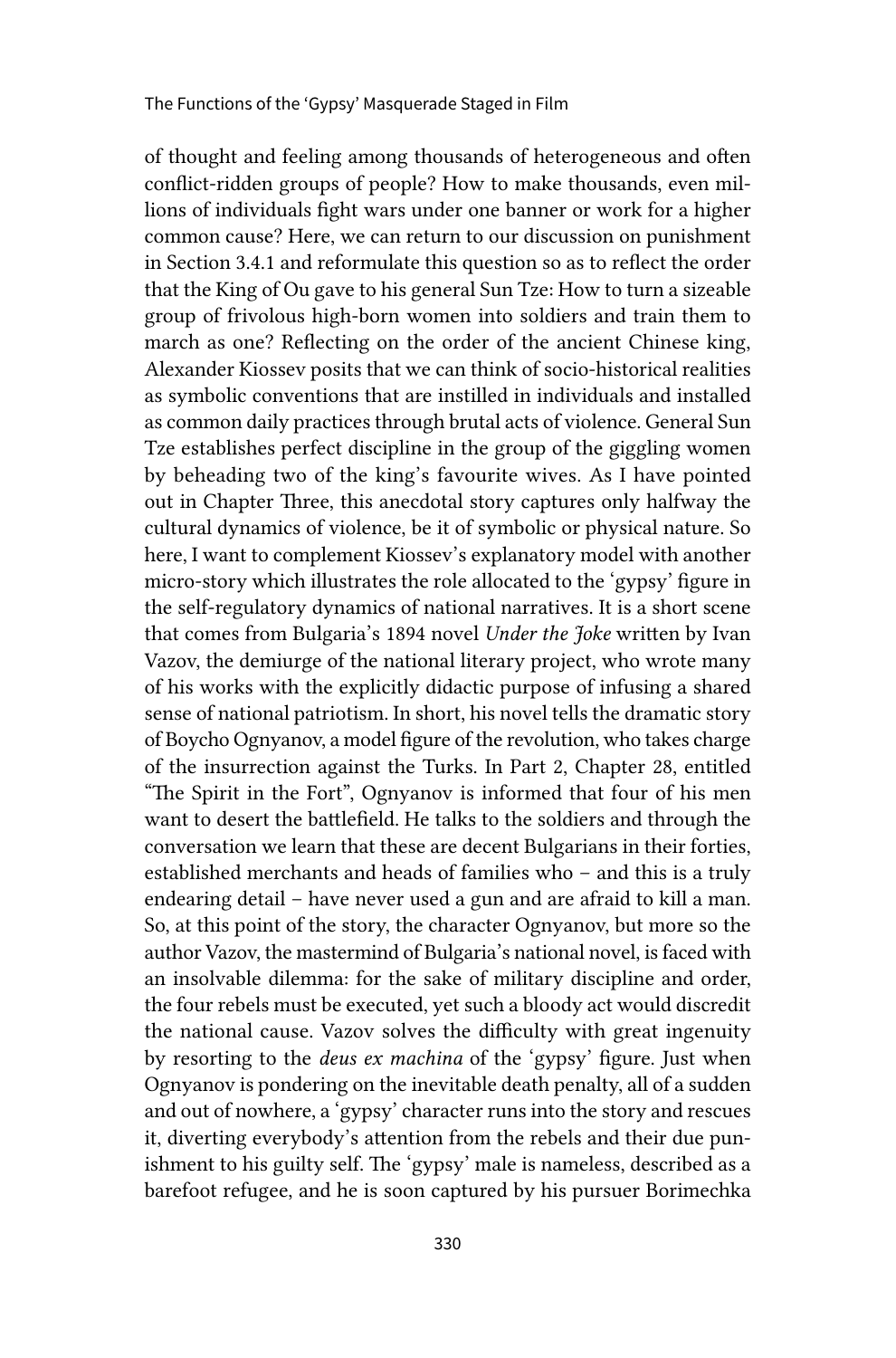of thought and feeling among thousands of heterogeneous and often conflict-ridden groups of people? How to make thousands, even millions of individuals fight wars under one banner or work for a higher common cause? Here, we can return to our discussion on punishment in Section 3.4.1 and reformulate this question so as to reflect the order that the King of Ou gave to his general Sun Tze: How to turn a sizeable group of frivolous high-born women into soldiers and train them to march as one? Reflecting on the order of the ancient Chinese king, Alexander Kiossev posits that we can think of socio-historical realities as symbolic conventions that are instilled in individuals and installed as common daily practices through brutal acts of violence. General Sun Tze establishes perfect discipline in the group of the giggling women by beheading two of the king's favourite wives. As I have pointed out in Chapter Three, this anecdotal story captures only halfway the cultural dynamics of violence, be it of symbolic or physical nature. So here, I want to complement Kiossev's explanatory model with another micro-story which illustrates the role allocated to the 'gypsy' figure in the self-regulatory dynamics of national narratives. It is a short scene that comes from Bulgaria's 1894 novel *Under the Joke* written by Ivan Vazov, the demiurge of the national literary project, who wrote many of his works with the explicitly didactic purpose of infusing a shared sense of national patriotism. In short, his novel tells the dramatic story of Boycho Ognyanov, a model figure of the revolution, who takes charge of the insurrection against the Turks. In Part 2, Chapter 28, entitled "The Spirit in the Fort", Ognyanov is informed that four of his men want to desert the battlefield. He talks to the soldiers and through the conversation we learn that these are decent Bulgarians in their forties, established merchants and heads of families who – and this is a truly endearing detail – have never used a gun and are afraid to kill a man. So, at this point of the story, the character Ognyanov, but more so the author Vazov, the mastermind of Bulgaria's national novel, is faced with an insolvable dilemma: for the sake of military discipline and order, the four rebels must be executed, yet such a bloody act would discredit the national cause. Vazov solves the difficulty with great ingenuity by resorting to the *deus ex machina* of the 'gypsy' figure. Just when Ognyanov is pondering on the inevitable death penalty, all of a sudden and out of nowhere, a 'gypsy' character runs into the story and rescues it, diverting everybody's attention from the rebels and their due punishment to his guilty self. The 'gypsy' male is nameless, described as a barefoot refugee, and he is soon captured by his pursuer Borimechka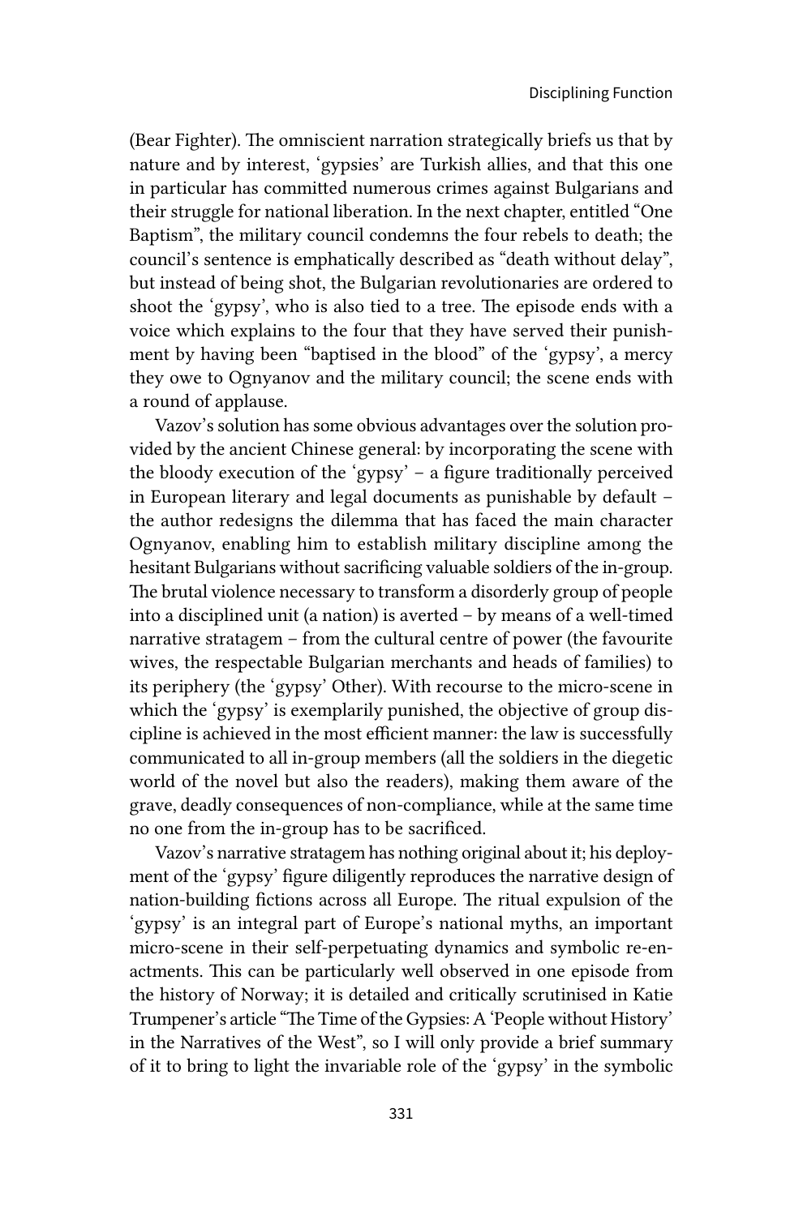(Bear Fighter). The omniscient narration strategically briefs us that by nature and by interest, 'gypsies' are Turkish allies, and that this one in particular has committed numerous crimes against Bulgarians and their struggle for national liberation. In the next chapter, entitled "One Baptism", the military council condemns the four rebels to death; the council's sentence is emphatically described as "death without delay", but instead of being shot, the Bulgarian revolutionaries are ordered to shoot the 'gypsy', who is also tied to a tree. The episode ends with a voice which explains to the four that they have served their punishment by having been "baptised in the blood" of the 'gypsy', a mercy they owe to Ognyanov and the military council; the scene ends with a round of applause.

Vazov's solution has some obvious advantages over the solution provided by the ancient Chinese general: by incorporating the scene with the bloody execution of the 'gypsy' – a figure traditionally perceived in European literary and legal documents as punishable by default – the author redesigns the dilemma that has faced the main character Ognyanov, enabling him to establish military discipline among the hesitant Bulgarians without sacrificing valuable soldiers of the in-group. The brutal violence necessary to transform a disorderly group of people into a disciplined unit (a nation) is averted – by means of a well-timed narrative stratagem – from the cultural centre of power (the favourite wives, the respectable Bulgarian merchants and heads of families) to its periphery (the 'gypsy' Other). With recourse to the micro-scene in which the 'gypsy' is exemplarily punished, the objective of group discipline is achieved in the most efficient manner: the law is successfully communicated to all in-group members (all the soldiers in the diegetic world of the novel but also the readers), making them aware of the grave, deadly consequences of non-compliance, while at the same time no one from the in-group has to be sacrificed.

Vazov's narrative stratagem has nothing original about it; his deployment of the 'gypsy' figure diligently reproduces the narrative design of nation-building fictions across all Europe. The ritual expulsion of the 'gypsy' is an integral part of Europe's national myths, an important micro-scene in their self-perpetuating dynamics and symbolic re-enactments. This can be particularly well observed in one episode from the history of Norway; it is detailed and critically scrutinised in Katie Trumpener's article "The Time of the Gypsies: A 'People without History' in the Narratives of the West", so I will only provide a brief summary of it to bring to light the invariable role of the 'gypsy' in the symbolic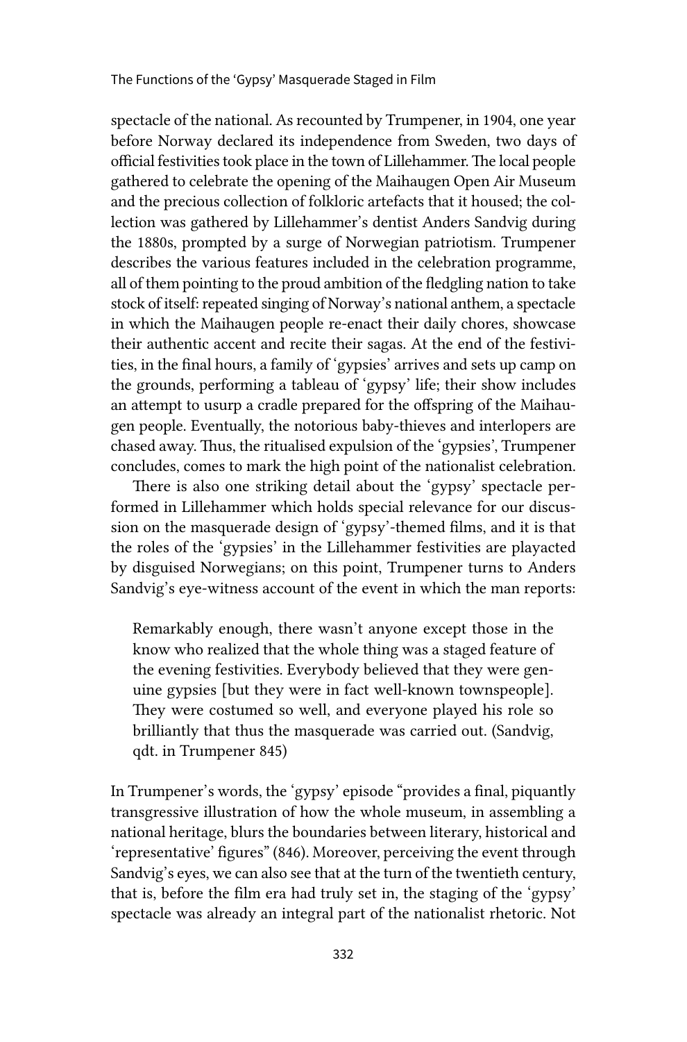spectacle of the national. As recounted by Trumpener, in 1904, one year before Norway declared its independence from Sweden, two days of official festivities took place in the town of Lillehammer. The local people gathered to celebrate the opening of the Maihaugen Open Air Museum and the precious collection of folkloric artefacts that it housed; the collection was gathered by Lillehammer's dentist Anders Sandvig during the 1880s, prompted by a surge of Norwegian patriotism. Trumpener describes the various features included in the celebration programme, all of them pointing to the proud ambition of the fledgling nation to take stock of itself: repeated singing of Norway's national anthem, a spectacle in which the Maihaugen people re-enact their daily chores, showcase their authentic accent and recite their sagas. At the end of the festivities, in the final hours, a family of 'gypsies' arrives and sets up camp on the grounds, performing a tableau of 'gypsy' life; their show includes an attempt to usurp a cradle prepared for the offspring of the Maihaugen people. Eventually, the notorious baby-thieves and interlopers are chased away. Thus, the ritualised expulsion of the 'gypsies', Trumpener concludes, comes to mark the high point of the nationalist celebration.

There is also one striking detail about the 'gypsy' spectacle performed in Lillehammer which holds special relevance for our discussion on the masquerade design of 'gypsy'-themed films, and it is that the roles of the 'gypsies' in the Lillehammer festivities are playacted by disguised Norwegians; on this point, Trumpener turns to Anders Sandvig's eye-witness account of the event in which the man reports:

> Remarkably enough, there wasn't anyone except those in the know who realized that the whole thing was a staged feature of the evening festivities. Everybody believed that they were genuine gypsies [but they were in fact well-known townspeople]. They were costumed so well, and everyone played his role so brilliantly that thus the masquerade was carried out. (Sandvig, qdt. in Trumpener 845)

In Trumpener's words, the 'gypsy' episode "provides a final, piquantly transgressive illustration of how the whole museum, in assembling a national heritage, blurs the boundaries between literary, historical and 'representative' figures" (846). Moreover, perceiving the event through Sandvig's eyes, we can also see that at the turn of the twentieth century, that is, before the film era had truly set in, the staging of the 'gypsy' spectacle was already an integral part of the nationalist rhetoric. Not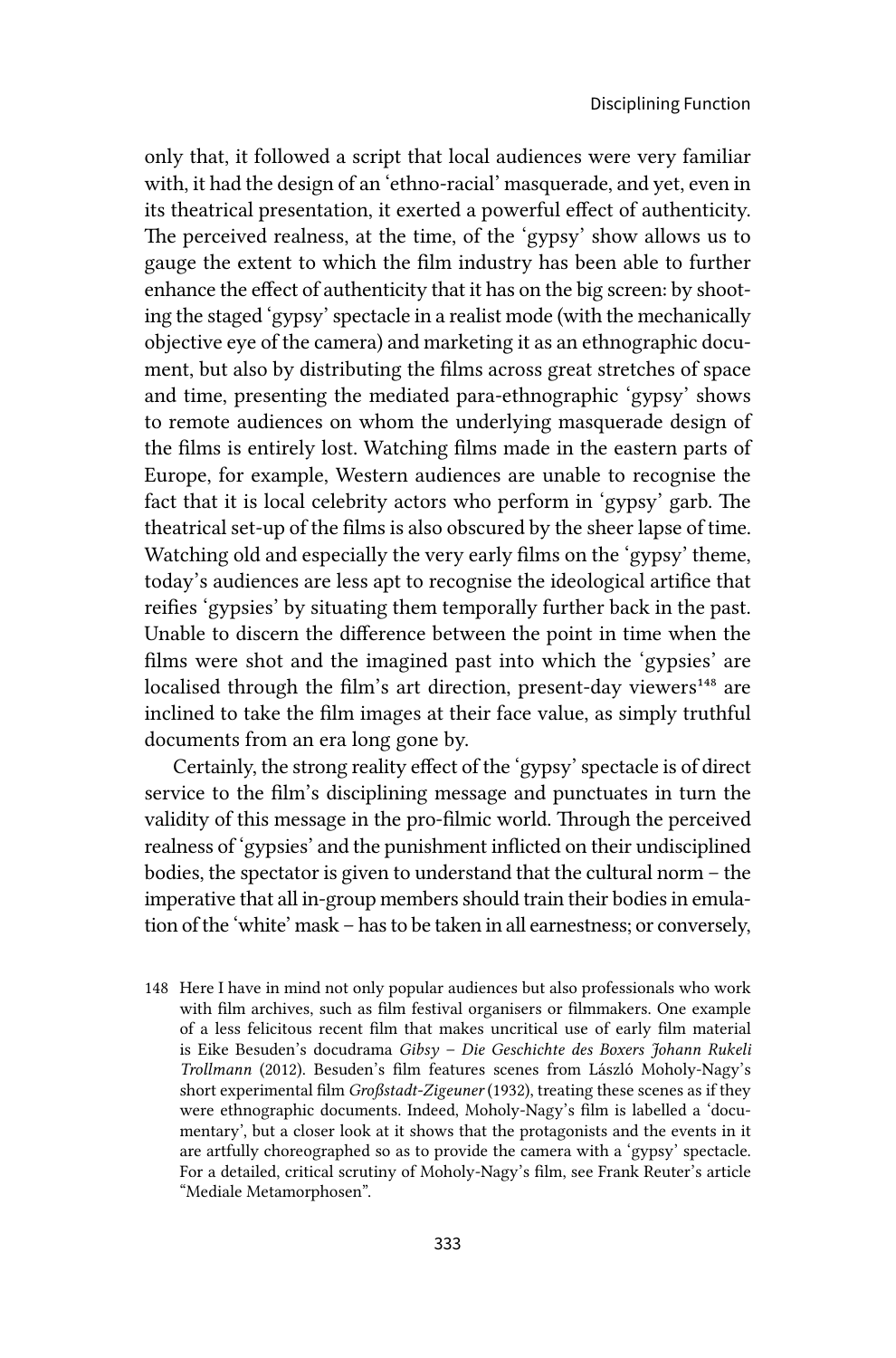only that, it followed a script that local audiences were very familiar with, it had the design of an 'ethno-racial' masquerade, and yet, even in its theatrical presentation, it exerted a powerful effect of authenticity. The perceived realness, at the time, of the 'gypsy' show allows us to gauge the extent to which the film industry has been able to further enhance the effect of authenticity that it has on the big screen: by shooting the staged 'gypsy' spectacle in a realist mode (with the mechanically objective eye of the camera) and marketing it as an ethnographic document, but also by distributing the films across great stretches of space and time, presenting the mediated para-ethnographic 'gypsy' shows to remote audiences on whom the underlying masquerade design of the films is entirely lost. Watching films made in the eastern parts of Europe, for example, Western audiences are unable to recognise the fact that it is local celebrity actors who perform in 'gypsy' garb. The theatrical set-up of the films is also obscured by the sheer lapse of time. Watching old and especially the very early films on the 'gypsy' theme, today's audiences are less apt to recognise the ideological artifice that reifies 'gypsies' by situating them temporally further back in the past. Unable to discern the difference between the point in time when the films were shot and the imagined past into which the 'gypsies' are localised through the film's art direction, present-day viewers[148] are inclined to take the film images at their face value, as simply truthful documents from an era long gone by.

Certainly, the strong reality effect of the 'gypsy' spectacle is of direct service to the film's disciplining message and punctuates in turn the validity of this message in the pro-filmic world. Through the perceived realness of 'gypsies' and the punishment inflicted on their undisciplined bodies, the spectator is given to understand that the cultural norm – the imperative that all in-group members should train their bodies in emulation of the 'white' mask – has to be taken in all earnestness; or conversely,

148 Here I have in mind not only popular audiences but also professionals who work with film archives, such as film festival organisers or filmmakers. One example of a less felicitous recent film that makes uncritical use of early film material is Eike Besuden's docudrama *Gibsy – Die Geschichte des Boxers Johann Rukeli Trollmann* (2012). Besuden's film features scenes from László Moholy-Nagy's short experimental film *Großstadt-Zigeuner* (1932), treating these scenes as if they were ethnographic documents. Indeed, Moholy-Nagy's film is labelled a 'documentary', but a closer look at it shows that the protagonists and the events in it are artfully choreographed so as to provide the camera with a 'gypsy' spectacle. For a detailed, critical scrutiny of Moholy-Nagy's film, see Frank Reuter's article "Mediale Metamorphosen".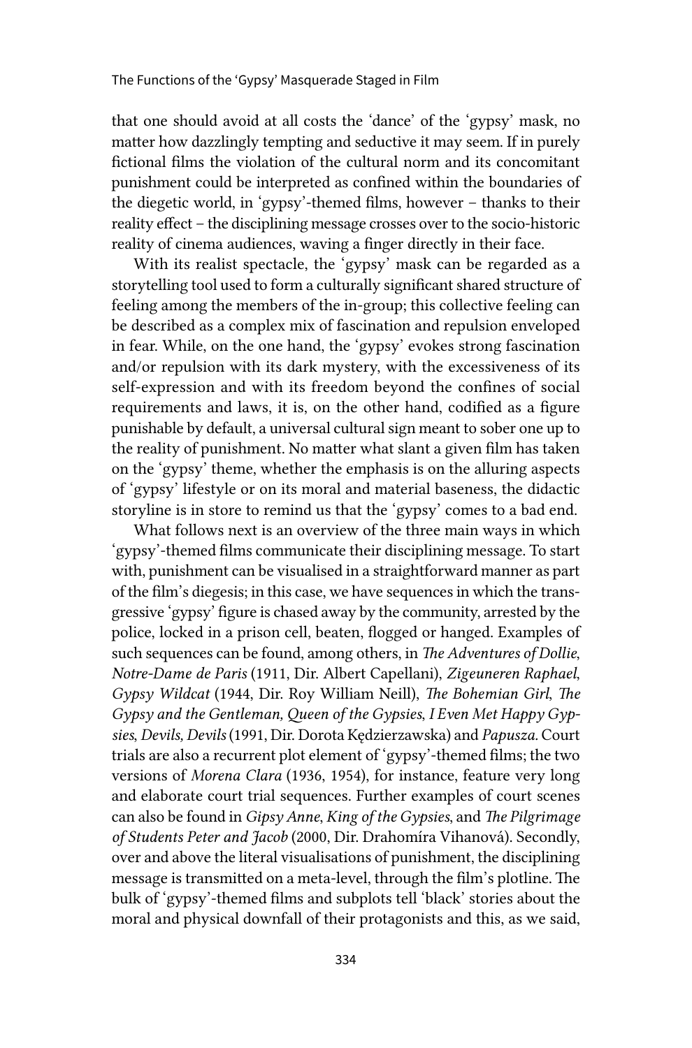that one should avoid at all costs the 'dance' of the 'gypsy' mask, no matter how dazzlingly tempting and seductive it may seem. If in purely fictional films the violation of the cultural norm and its concomitant punishment could be interpreted as confined within the boundaries of the diegetic world, in 'gypsy'-themed films, however – thanks to their reality effect – the disciplining message crosses over to the socio-historic reality of cinema audiences, waving a finger directly in their face.

With its realist spectacle, the 'gypsy' mask can be regarded as a storytelling tool used to form a culturally significant shared structure of feeling among the members of the in-group; this collective feeling can be described as a complex mix of fascination and repulsion enveloped in fear. While, on the one hand, the 'gypsy' evokes strong fascination and/or repulsion with its dark mystery, with the excessiveness of its self-expression and with its freedom beyond the confines of social requirements and laws, it is, on the other hand, codified as a figure punishable by default, a universal cultural sign meant to sober one up to the reality of punishment. No matter what slant a given film has taken on the 'gypsy' theme, whether the emphasis is on the alluring aspects of 'gypsy' lifestyle or on its moral and material baseness, the didactic storyline is in store to remind us that the 'gypsy' comes to a bad end.

What follows next is an overview of the three main ways in which 'gypsy'-themed films communicate their disciplining message. To start with, punishment can be visualised in a straightforward manner as part of the film's diegesis; in this case, we have sequences in which the transgressive 'gypsy' figure is chased away by the community, arrested by the police, locked in a prison cell, beaten, flogged or hanged. Examples of such sequences can be found, among others, in *The Adventures of Dollie*, *Notre-Dame de Paris* (1911, Dir. Albert Capellani), *Zigeuneren Raphael*, *Gypsy Wildcat* (1944, Dir. Roy William Neill), *The Bohemian Girl*, *The Gypsy and the Gentleman, Queen of the Gypsies*, *I Even Met Happy Gypsies*, *Devils, Devils* (1991, Dir. Dorota Kędzierzawska) and *Papusza.* Court trials are also a recurrent plot element of 'gypsy'-themed films; the two versions of *Morena Clara* (1936, 1954), for instance, feature very long and elaborate court trial sequences. Further examples of court scenes can also be found in *Gipsy Anne*, *King of the Gypsies*, and *The Pilgrimage of Students Peter and Jacob* (2000, Dir. Drahomíra Vihanová). Secondly, over and above the literal visualisations of punishment, the disciplining message is transmitted on a meta-level, through the film's plotline. The bulk of 'gypsy'-themed films and subplots tell 'black' stories about the moral and physical downfall of their protagonists and this, as we said,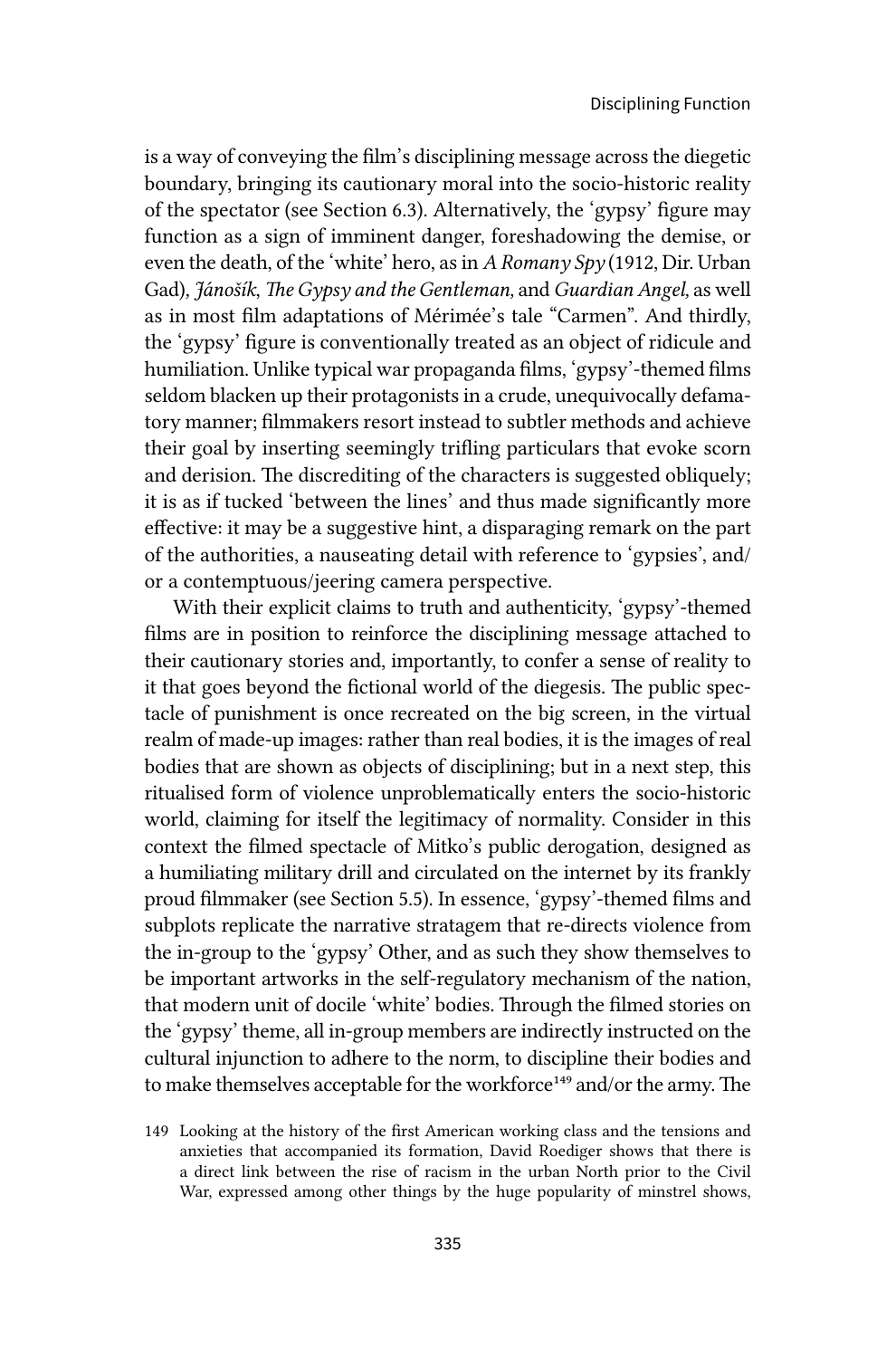is a way of conveying the film's disciplining message across the diegetic boundary, bringing its cautionary moral into the socio-historic reality of the spectator (see Section 6.3). Alternatively, the 'gypsy' figure may function as a sign of imminent danger, foreshadowing the demise, or even the death, of the 'white' hero, as in *A Romany Spy* (1912, Dir. Urban Gad), *Jánošík*, *The Gypsy and the Gentleman,* and *Guardian Angel,* as well as in most film adaptations of Mérimée's tale "Carmen". And thirdly, the 'gypsy' figure is conventionally treated as an object of ridicule and humiliation. Unlike typical war propaganda films, 'gypsy'-themed films seldom blacken up their protagonists in a crude, unequivocally defamatory manner; filmmakers resort instead to subtler methods and achieve their goal by inserting seemingly trifling particulars that evoke scorn and derision. The discrediting of the characters is suggested obliquely; it is as if tucked 'between the lines' and thus made significantly more effective: it may be a suggestive hint, a disparaging remark on the part of the authorities, a nauseating detail with reference to 'gypsies', and/or a contemptuous/jeering camera perspective.

With their explicit claims to truth and authenticity, 'gypsy'-themed films are in position to reinforce the disciplining message attached to their cautionary stories and, importantly, to confer a sense of reality to it that goes beyond the fictional world of the diegesis. The public spectacle of punishment is once recreated on the big screen, in the virtual realm of made-up images: rather than real bodies, it is the images of real bodies that are shown as objects of disciplining; but in a next step, this ritualised form of violence unproblematically enters the socio-historic world, claiming for itself the legitimacy of normality. Consider in this context the filmed spectacle of Mitko's public derogation, designed as a humiliating military drill and circulated on the internet by its frankly proud filmmaker (see Section 5.5). In essence, 'gypsy'-themed films and subplots replicate the narrative stratagem that re-directs violence from the in-group to the 'gypsy' Other, and as such they show themselves to be important artworks in the self-regulatory mechanism of the nation, that modern unit of docile 'white' bodies. Through the filmed stories on the 'gypsy' theme, all in-group members are indirectly instructed on the cultural injunction to adhere to the norm, to discipline their bodies and to make themselves acceptable for the workforce[149] and/or the army. The

149 Looking at the history of the first American working class and the tensions and anxieties that accompanied its formation, David Roediger shows that there is a direct link between the rise of racism in the urban North prior to the Civil War, expressed among other things by the huge popularity of minstrel shows,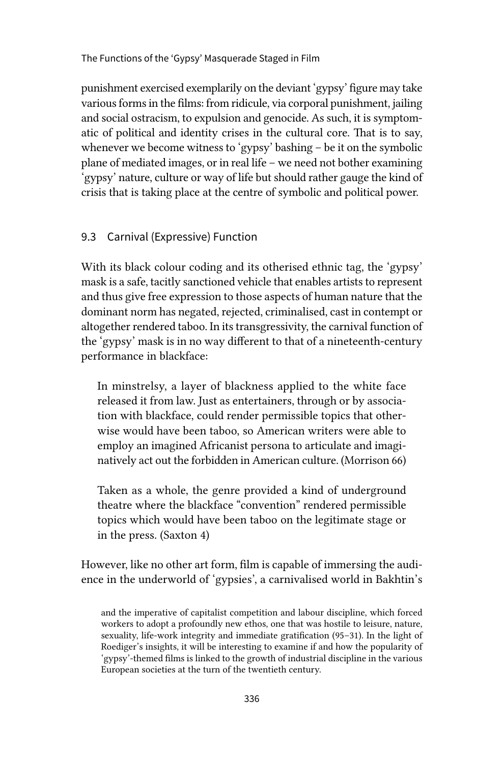punishment exercised exemplarily on the deviant 'gypsy' figure may take various forms in the films: from ridicule, via corporal punishment, jailing and social ostracism, to expulsion and genocide. As such, it is symptomatic of political and identity crises in the cultural core. That is to say, whenever we become witness to 'gypsy' bashing – be it on the symbolic plane of mediated images, or in real life – we need not bother examining 'gypsy' nature, culture or way of life but should rather gauge the kind of crisis that is taking place at the centre of symbolic and political power.

### 9.3 Carnival (Expressive) Function

With its black colour coding and its otherised ethnic tag, the 'gypsy' mask is a safe, tacitly sanctioned vehicle that enables artists to represent and thus give free expression to those aspects of human nature that the dominant norm has negated, rejected, criminalised, cast in contempt or altogether rendered taboo. In its transgressivity, the carnival function of the 'gypsy' mask is in no way different to that of a nineteenth-century performance in blackface:

> In minstrelsy, a layer of blackness applied to the white face released it from law. Just as entertainers, through or by association with blackface, could render permissible topics that otherwise would have been taboo, so American writers were able to employ an imagined Africanist persona to articulate and imaginatively act out the forbidden in American culture. (Morrison 66)

> Taken as a whole, the genre provided a kind of underground theatre where the blackface "convention" rendered permissible topics which would have been taboo on the legitimate stage or in the press. (Saxton 4)

However, like no other art form, film is capable of immersing the audience in the underworld of 'gypsies', a carnivalised world in Bakhtin's

and the imperative of capitalist competition and labour discipline, which forced workers to adopt a profoundly new ethos, one that was hostile to leisure, nature, sexuality, life-work integrity and immediate gratification (95–31). In the light of Roediger's insights, it will be interesting to examine if and how the popularity of 'gypsy'-themed films is linked to the growth of industrial discipline in the various European societies at the turn of the twentieth century.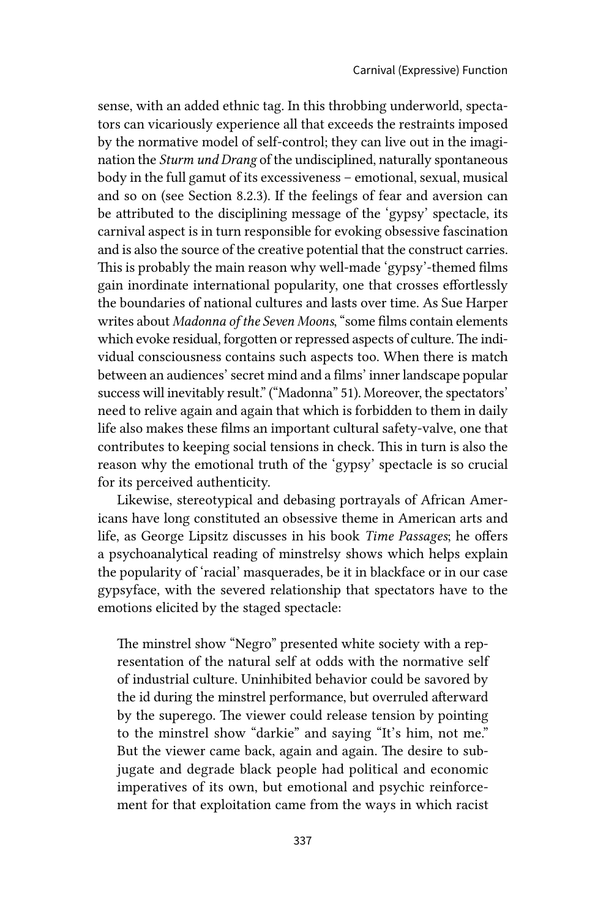sense, with an added ethnic tag. In this throbbing underworld, spectators can vicariously experience all that exceeds the restraints imposed by the normative model of self-control; they can live out in the imagination the *Sturm und Drang* of the undisciplined, naturally spontaneous body in the full gamut of its excessiveness – emotional, sexual, musical and so on (see Section 8.2.3). If the feelings of fear and aversion can be attributed to the disciplining message of the 'gypsy' spectacle, its carnival aspect is in turn responsible for evoking obsessive fascination and is also the source of the creative potential that the construct carries. This is probably the main reason why well-made 'gypsy'-themed films gain inordinate international popularity, one that crosses effortlessly the boundaries of national cultures and lasts over time. As Sue Harper writes about *Madonna of the Seven Moons*, "some films contain elements which evoke residual, forgotten or repressed aspects of culture. The individual consciousness contains such aspects too. When there is match between an audiences' secret mind and a films' inner landscape popular success will inevitably result." ("Madonna" 51). Moreover, the spectators' need to relive again and again that which is forbidden to them in daily life also makes these films an important cultural safety-valve, one that contributes to keeping social tensions in check. This in turn is also the reason why the emotional truth of the 'gypsy' spectacle is so crucial for its perceived authenticity.

Likewise, stereotypical and debasing portrayals of African Americans have long constituted an obsessive theme in American arts and life, as George Lipsitz discusses in his book *Time Passages*; he offers a psychoanalytical reading of minstrelsy shows which helps explain the popularity of 'racial' masquerades, be it in blackface or in our case gypsyface, with the severed relationship that spectators have to the emotions elicited by the staged spectacle:

> The minstrel show "Negro" presented white society with a representation of the natural self at odds with the normative self of industrial culture. Uninhibited behavior could be savored by the id during the minstrel performance, but overruled afterward by the superego. The viewer could release tension by pointing to the minstrel show "darkie" and saying "It's him, not me." But the viewer came back, again and again. The desire to subjugate and degrade black people had political and economic imperatives of its own, but emotional and psychic reinforcement for that exploitation came from the ways in which racist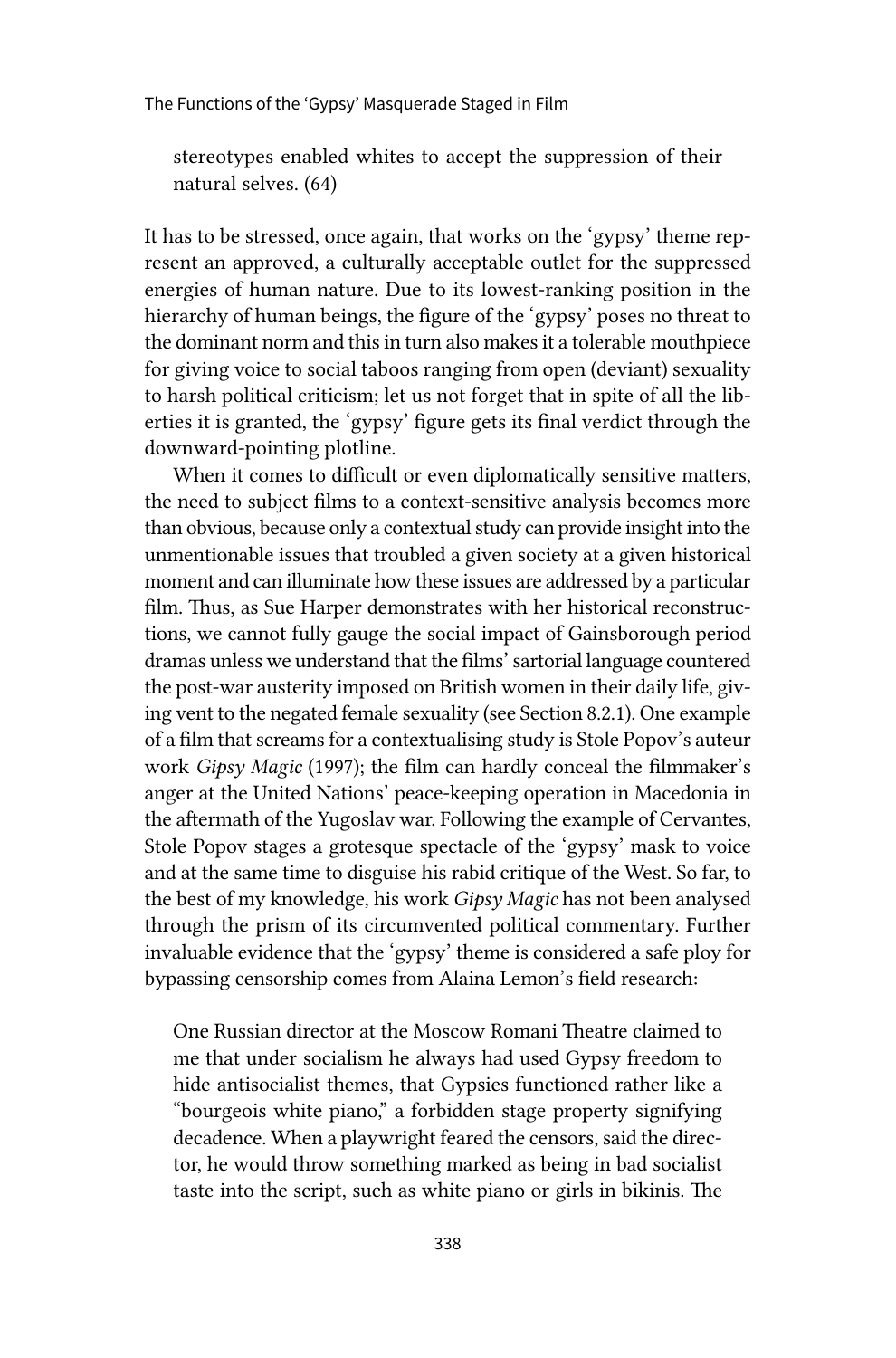> stereotypes enabled whites to accept the suppression of their natural selves. (64)

It has to be stressed, once again, that works on the 'gypsy' theme represent an approved, a culturally acceptable outlet for the suppressed energies of human nature. Due to its lowest-ranking position in the hierarchy of human beings, the figure of the 'gypsy' poses no threat to the dominant norm and this in turn also makes it a tolerable mouthpiece for giving voice to social taboos ranging from open (deviant) sexuality to harsh political criticism; let us not forget that in spite of all the liberties it is granted, the 'gypsy' figure gets its final verdict through the downward-pointing plotline.

When it comes to difficult or even diplomatically sensitive matters, the need to subject films to a context-sensitive analysis becomes more than obvious, because only a contextual study can provide insight into the unmentionable issues that troubled a given society at a given historical moment and can illuminate how these issues are addressed by a particular film. Thus, as Sue Harper demonstrates with her historical reconstructions, we cannot fully gauge the social impact of Gainsborough period dramas unless we understand that the films' sartorial language countered the post-war austerity imposed on British women in their daily life, giving vent to the negated female sexuality (see Section 8.2.1). One example of a film that screams for a contextualising study is Stole Popov's auteur work *Gipsy Magic* (1997); the film can hardly conceal the filmmaker's anger at the United Nations' peace-keeping operation in Macedonia in the aftermath of the Yugoslav war. Following the example of Cervantes, Stole Popov stages a grotesque spectacle of the 'gypsy' mask to voice and at the same time to disguise his rabid critique of the West. So far, to the best of my knowledge, his work *Gipsy Magic* has not been analysed through the prism of its circumvented political commentary. Further invaluable evidence that the 'gypsy' theme is considered a safe ploy for bypassing censorship comes from Alaina Lemon's field research:

> One Russian director at the Moscow Romani Theatre claimed to me that under socialism he always had used Gypsy freedom to hide antisocialist themes, that Gypsies functioned rather like a "bourgeois white piano," a forbidden stage property signifying decadence. When a playwright feared the censors, said the director, he would throw something marked as being in bad socialist taste into the script, such as white piano or girls in bikinis. The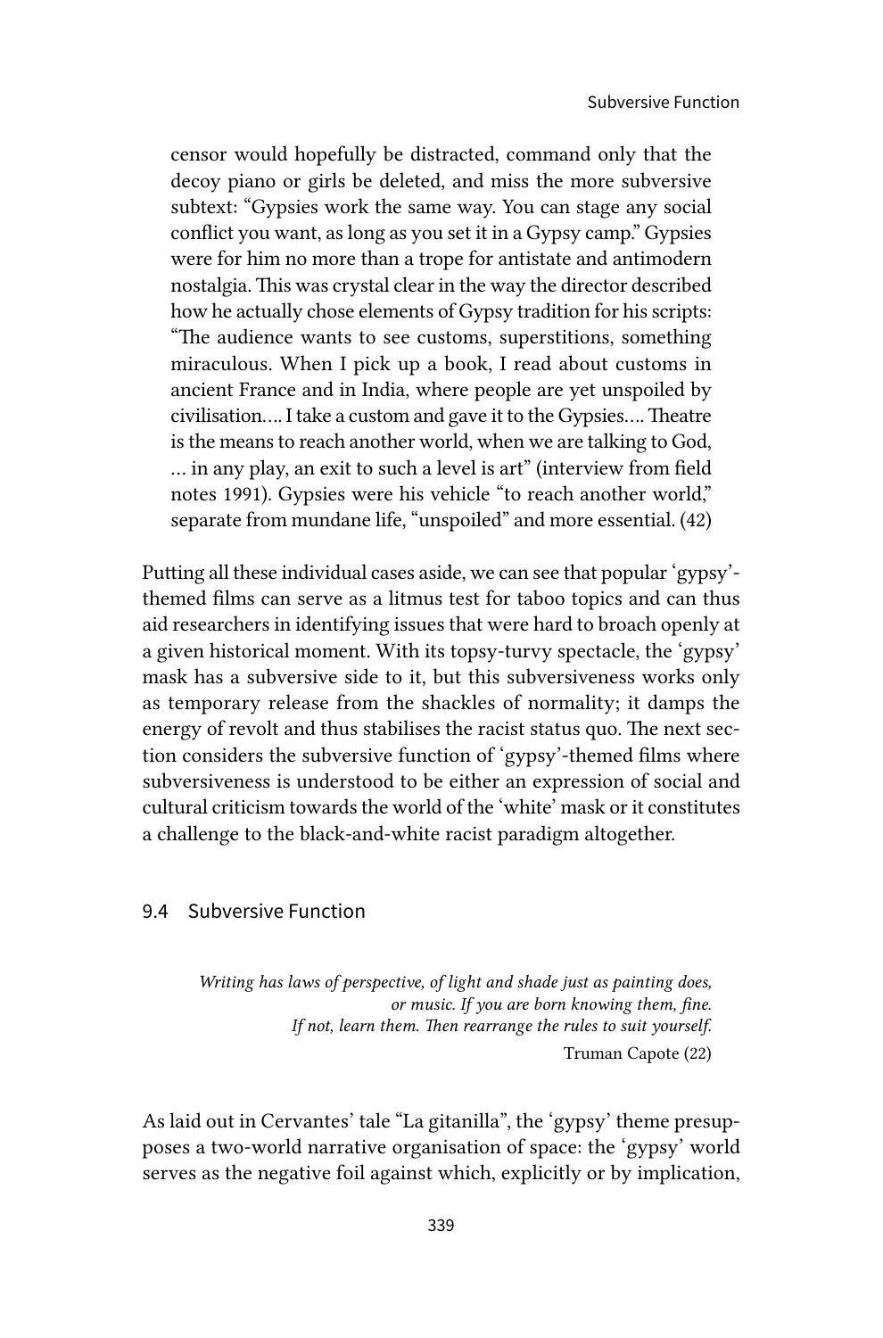> censor would hopefully be distracted, command only that the decoy piano or girls be deleted, and miss the more subversive subtext: "Gypsies work the same way. You can stage any social conflict you want, as long as you set it in a Gypsy camp." Gypsies were for him no more than a trope for antistate and antimodern nostalgia. This was crystal clear in the way the director described how he actually chose elements of Gypsy tradition for his scripts: "The audience wants to see customs, superstitions, something miraculous. When I pick up a book, I read about customs in ancient France and in India, where people are yet unspoiled by civilisation.... I take a custom and gave it to the Gypsies.... Theatre is the means to reach another world, when we are talking to God, ... in any play, an exit to such a level is art" (interview from field notes 1991). Gypsies were his vehicle "to reach another world," separate from mundane life, "unspoiled" and more essential. (42)

Putting all these individual cases aside, we can see that popular 'gypsy'-themed films can serve as a litmus test for taboo topics and can thus aid researchers in identifying issues that were hard to broach openly at a given historical moment. With its topsy-turvy spectacle, the 'gypsy' mask has a subversive side to it, but this subversiveness works only as temporary release from the shackles of normality; it damps the energy of revolt and thus stabilises the racist status quo. The next section considers the subversive function of 'gypsy'-themed films where subversiveness is understood to be either an expression of social and cultural criticism towards the world of the 'white' mask or it constitutes a challenge to the black-and-white racist paradigm altogether.

## 9.4 Subversive Function

> *Writing has laws of perspective, of light and shade just as painting does, or music. If you are born knowing them, fine. If not, learn them. Then rearrange the rules to suit yourself.*
>
> Truman Capote (22)

As laid out in Cervantes' tale "La gitanilla", the 'gypsy' theme presupposes a two-world narrative organisation of space: the 'gypsy' world serves as the negative foil against which, explicitly or by implication,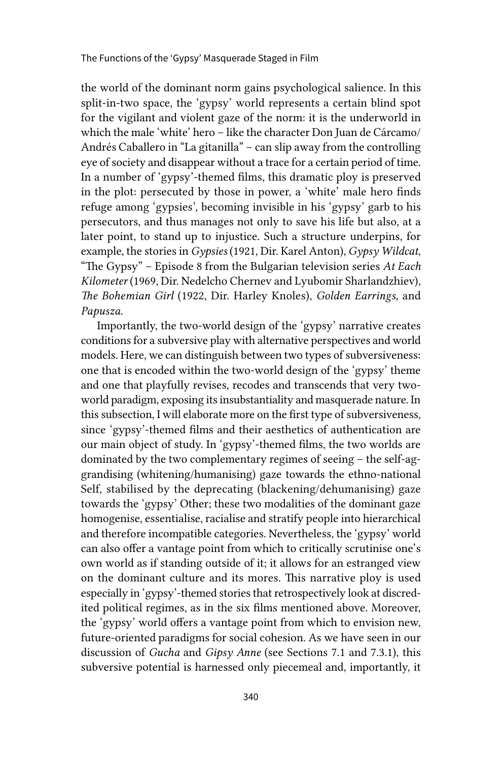the world of the dominant norm gains psychological salience. In this split-in-two space, the 'gypsy' world represents a certain blind spot for the vigilant and violent gaze of the norm: it is the underworld in which the male 'white' hero – like the character Don Juan de Cárcamo/Andrés Caballero in "La gitanilla" – can slip away from the controlling eye of society and disappear without a trace for a certain period of time. In a number of 'gypsy'-themed films, this dramatic ploy is preserved in the plot: persecuted by those in power, a 'white' male hero finds refuge among 'gypsies', becoming invisible in his 'gypsy' garb to his persecutors, and thus manages not only to save his life but also, at a later point, to stand up to injustice. Such a structure underpins, for example, the stories in *Gypsies* (1921, Dir. Karel Anton), *Gypsy Wildcat*, "The Gypsy" – Episode 8 from the Bulgarian television series *At Each Kilometer* (1969, Dir. Nedelcho Chernev and Lyubomir Sharlandzhiev), *The Bohemian Girl* (1922, Dir. Harley Knoles), *Golden Earrings,* and *Papusza*.

Importantly, the two-world design of the 'gypsy' narrative creates conditions for a subversive play with alternative perspectives and world models. Here, we can distinguish between two types of subversiveness: one that is encoded within the two-world design of the 'gypsy' theme and one that playfully revises, recodes and transcends that very two-world paradigm, exposing its insubstantiality and masquerade nature. In this subsection, I will elaborate more on the first type of subversiveness, since 'gypsy'-themed films and their aesthetics of authentication are our main object of study. In 'gypsy'-themed films, the two worlds are dominated by the two complementary regimes of seeing – the self-aggrandising (whitening/humanising) gaze towards the ethno-national Self, stabilised by the deprecating (blackening/dehumanising) gaze towards the 'gypsy' Other; these two modalities of the dominant gaze homogenise, essentialise, racialise and stratify people into hierarchical and therefore incompatible categories. Nevertheless, the 'gypsy' world can also offer a vantage point from which to critically scrutinise one's own world as if standing outside of it; it allows for an estranged view on the dominant culture and its mores. This narrative ploy is used especially in 'gypsy'-themed stories that retrospectively look at discredited political regimes, as in the six films mentioned above. Moreover, the 'gypsy' world offers a vantage point from which to envision new, future-oriented paradigms for social cohesion. As we have seen in our discussion of *Gucha* and *Gipsy Anne* (see Sections 7.1 and 7.3.1), this subversive potential is harnessed only piecemeal and, importantly, it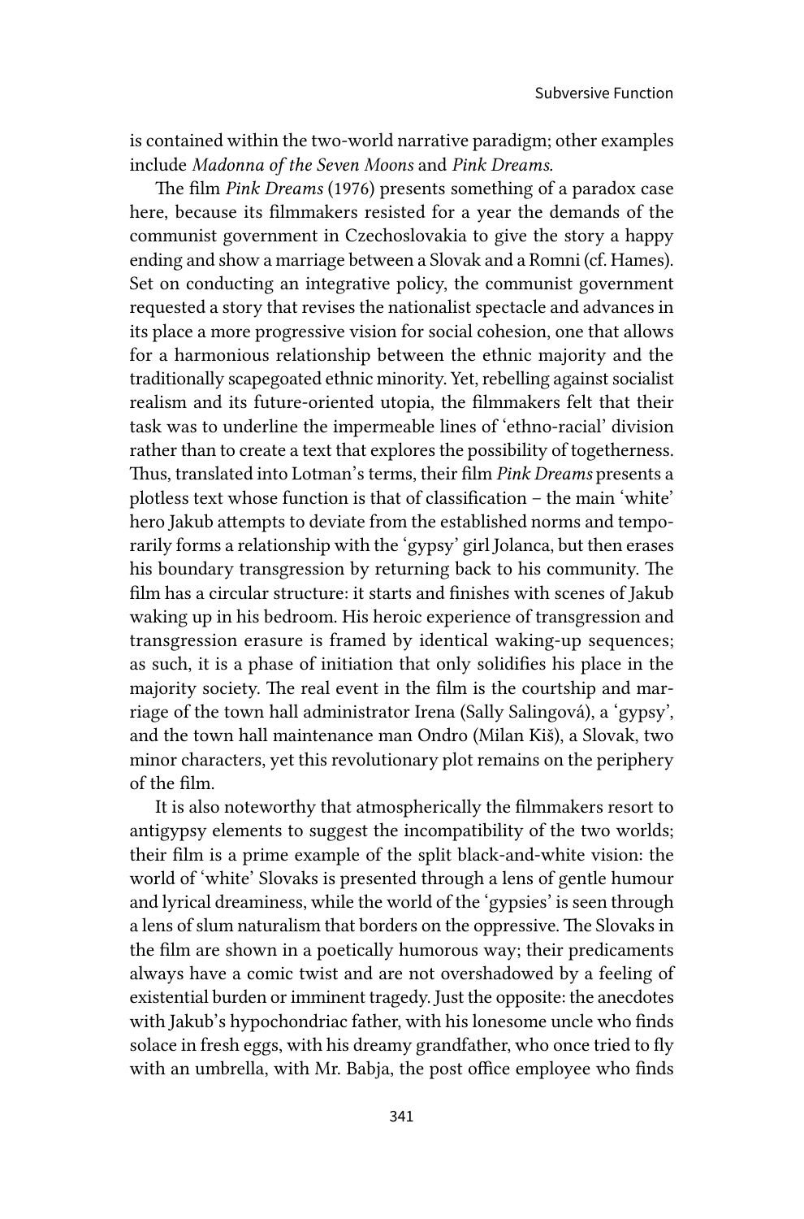is contained within the two-world narrative paradigm; other examples include *Madonna of the Seven Moons* and *Pink Dreams.*

The film *Pink Dreams* (1976) presents something of a paradox case here, because its filmmakers resisted for a year the demands of the communist government in Czechoslovakia to give the story a happy ending and show a marriage between a Slovak and a Romni (cf. Hames). Set on conducting an integrative policy, the communist government requested a story that revises the nationalist spectacle and advances in its place a more progressive vision for social cohesion, one that allows for a harmonious relationship between the ethnic majority and the traditionally scapegoated ethnic minority. Yet, rebelling against socialist realism and its future-oriented utopia, the filmmakers felt that their task was to underline the impermeable lines of 'ethno-racial' division rather than to create a text that explores the possibility of togetherness. Thus, translated into Lotman's terms, their film *Pink Dreams* presents a plotless text whose function is that of classification – the main 'white' hero Jakub attempts to deviate from the established norms and temporarily forms a relationship with the 'gypsy' girl Jolanca, but then erases his boundary transgression by returning back to his community. The film has a circular structure: it starts and finishes with scenes of Jakub waking up in his bedroom. His heroic experience of transgression and transgression erasure is framed by identical waking-up sequences; as such, it is a phase of initiation that only solidifies his place in the majority society. The real event in the film is the courtship and marriage of the town hall administrator Irena (Sally Salingová), a 'gypsy', and the town hall maintenance man Ondro (Milan Kiš), a Slovak, two minor characters, yet this revolutionary plot remains on the periphery of the film.

It is also noteworthy that atmospherically the filmmakers resort to antigypsy elements to suggest the incompatibility of the two worlds; their film is a prime example of the split black-and-white vision: the world of 'white' Slovaks is presented through a lens of gentle humour and lyrical dreaminess, while the world of the 'gypsies' is seen through a lens of slum naturalism that borders on the oppressive. The Slovaks in the film are shown in a poetically humorous way; their predicaments always have a comic twist and are not overshadowed by a feeling of existential burden or imminent tragedy. Just the opposite: the anecdotes with Jakub's hypochondriac father, with his lonesome uncle who finds solace in fresh eggs, with his dreamy grandfather, who once tried to fly with an umbrella, with Mr. Babja, the post office employee who finds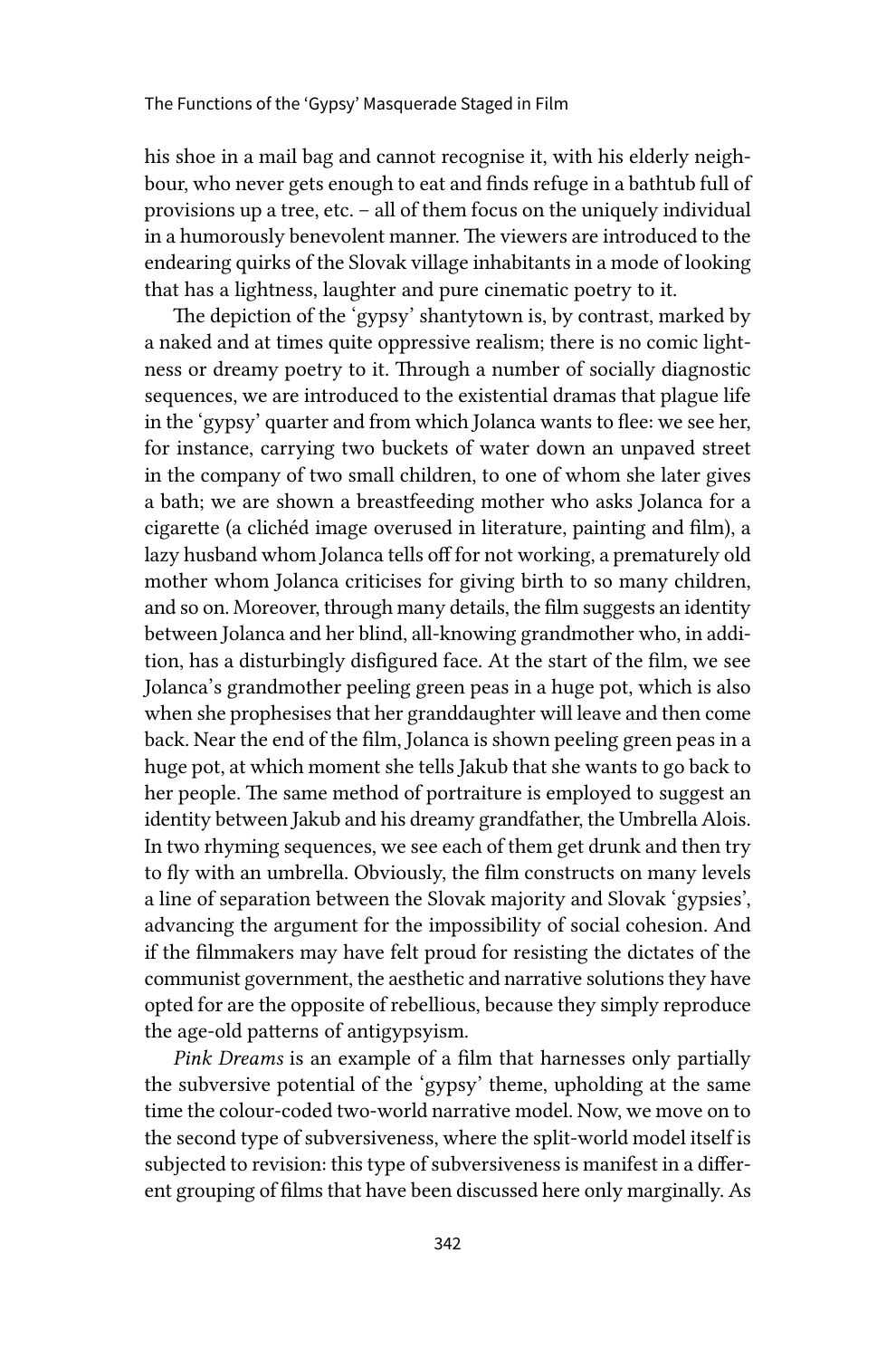his shoe in a mail bag and cannot recognise it, with his elderly neighbour, who never gets enough to eat and finds refuge in a bathtub full of provisions up a tree, etc. – all of them focus on the uniquely individual in a humorously benevolent manner. The viewers are introduced to the endearing quirks of the Slovak village inhabitants in a mode of looking that has a lightness, laughter and pure cinematic poetry to it.

The depiction of the 'gypsy' shantytown is, by contrast, marked by a naked and at times quite oppressive realism; there is no comic lightness or dreamy poetry to it. Through a number of socially diagnostic sequences, we are introduced to the existential dramas that plague life in the 'gypsy' quarter and from which Jolanca wants to flee: we see her, for instance, carrying two buckets of water down an unpaved street in the company of two small children, to one of whom she later gives a bath; we are shown a breastfeeding mother who asks Jolanca for a cigarette (a clichéd image overused in literature, painting and film), a lazy husband whom Jolanca tells off for not working, a prematurely old mother whom Jolanca criticises for giving birth to so many children, and so on. Moreover, through many details, the film suggests an identity between Jolanca and her blind, all-knowing grandmother who, in addition, has a disturbingly disfigured face. At the start of the film, we see Jolanca's grandmother peeling green peas in a huge pot, which is also when she prophesises that her granddaughter will leave and then come back. Near the end of the film, Jolanca is shown peeling green peas in a huge pot, at which moment she tells Jakub that she wants to go back to her people. The same method of portraiture is employed to suggest an identity between Jakub and his dreamy grandfather, the Umbrella Alois. In two rhyming sequences, we see each of them get drunk and then try to fly with an umbrella. Obviously, the film constructs on many levels a line of separation between the Slovak majority and Slovak 'gypsies', advancing the argument for the impossibility of social cohesion. And if the filmmakers may have felt proud for resisting the dictates of the communist government, the aesthetic and narrative solutions they have opted for are the opposite of rebellious, because they simply reproduce the age-old patterns of antigypsyism.

*Pink Dreams* is an example of a film that harnesses only partially the subversive potential of the 'gypsy' theme, upholding at the same time the colour-coded two-world narrative model. Now, we move on to the second type of subversiveness, where the split-world model itself is subjected to revision: this type of subversiveness is manifest in a different grouping of films that have been discussed here only marginally. As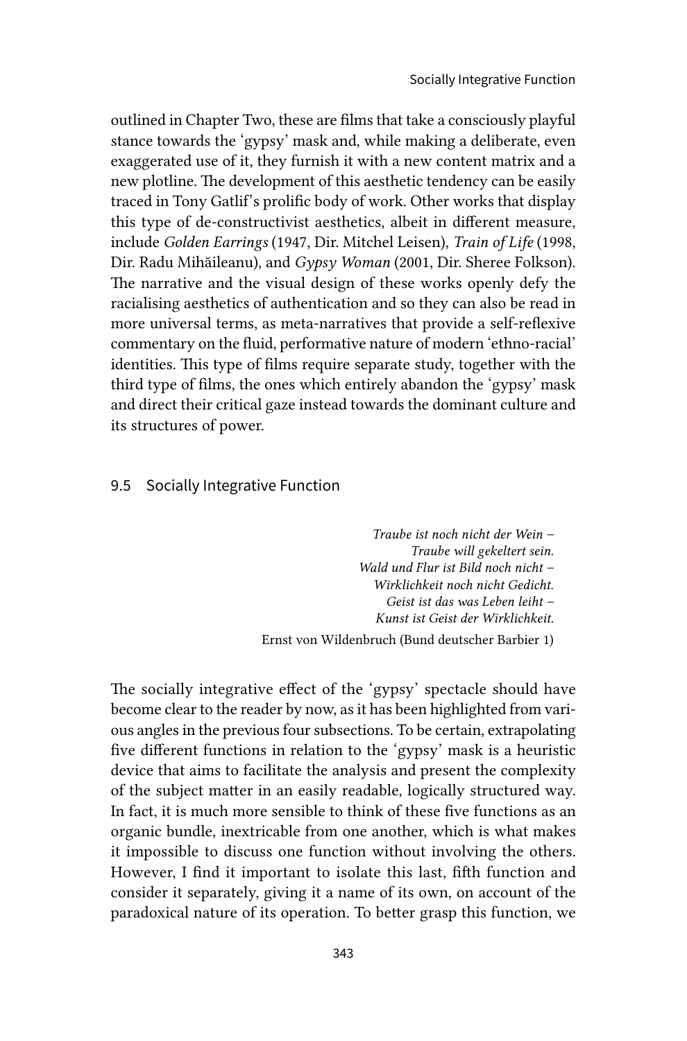outlined in Chapter Two, these are films that take a consciously playful stance towards the 'gypsy' mask and, while making a deliberate, even exaggerated use of it, they furnish it with a new content matrix and a new plotline. The development of this aesthetic tendency can be easily traced in Tony Gatlif's prolific body of work. Other works that display this type of de-constructivist aesthetics, albeit in different measure, include *Golden Earrings* (1947, Dir. Mitchel Leisen), *Train of Life* (1998, Dir. Radu Mihăileanu), and *Gypsy Woman* (2001, Dir. Sheree Folkson). The narrative and the visual design of these works openly defy the racialising aesthetics of authentication and so they can also be read in more universal terms, as meta-narratives that provide a self-reflexive commentary on the fluid, performative nature of modern 'ethno-racial' identities. This type of films require separate study, together with the third type of films, the ones which entirely abandon the 'gypsy' mask and direct their critical gaze instead towards the dominant culture and its structures of power.

## 9.5 Socially Integrative Function

> *Traube ist noch nicht der Wein –*
> *Traube will gekeltert sein.*
> *Wald und Flur ist Bild noch nicht –*
> *Wirklichkeit noch nicht Gedicht.*
> *Geist ist das was Leben leiht –*
> *Kunst ist Geist der Wirklichkeit.*
>
> Ernst von Wildenbruch (Bund deutscher Barbier 1)

The socially integrative effect of the 'gypsy' spectacle should have become clear to the reader by now, as it has been highlighted from various angles in the previous four subsections. To be certain, extrapolating five different functions in relation to the 'gypsy' mask is a heuristic device that aims to facilitate the analysis and present the complexity of the subject matter in an easily readable, logically structured way. In fact, it is much more sensible to think of these five functions as an organic bundle, inextricable from one another, which is what makes it impossible to discuss one function without involving the others. However, I find it important to isolate this last, fifth function and consider it separately, giving it a name of its own, on account of the paradoxical nature of its operation. To better grasp this function, we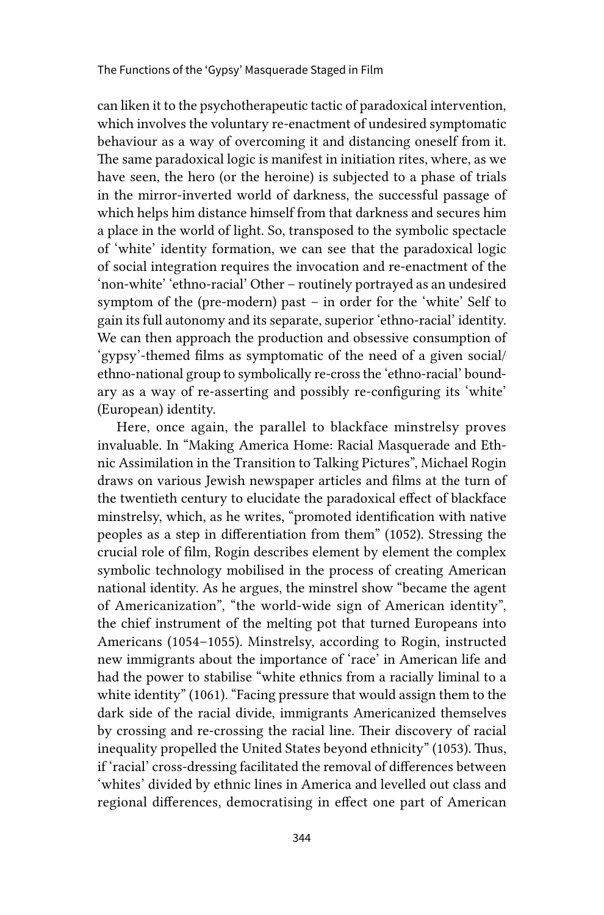can liken it to the psychotherapeutic tactic of paradoxical intervention, which involves the voluntary re-enactment of undesired symptomatic behaviour as a way of overcoming it and distancing oneself from it. The same paradoxical logic is manifest in initiation rites, where, as we have seen, the hero (or the heroine) is subjected to a phase of trials in the mirror-inverted world of darkness, the successful passage of which helps him distance himself from that darkness and secures him a place in the world of light. So, transposed to the symbolic spectacle of 'white' identity formation, we can see that the paradoxical logic of social integration requires the invocation and re-enactment of the 'non-white' 'ethno-racial' Other – routinely portrayed as an undesired symptom of the (pre-modern) past – in order for the 'white' Self to gain its full autonomy and its separate, superior 'ethno-racial' identity. We can then approach the production and obsessive consumption of 'gypsy'-themed films as symptomatic of the need of a given social/ethno-national group to symbolically re-cross the 'ethno-racial' boundary as a way of re-asserting and possibly re-configuring its 'white' (European) identity.

Here, once again, the parallel to blackface minstrelsy proves invaluable. In "Making America Home: Racial Masquerade and Ethnic Assimilation in the Transition to Talking Pictures", Michael Rogin draws on various Jewish newspaper articles and films at the turn of the twentieth century to elucidate the paradoxical effect of blackface minstrelsy, which, as he writes, "promoted identification with native peoples as a step in differentiation from them" (1052). Stressing the crucial role of film, Rogin describes element by element the complex symbolic technology mobilised in the process of creating American national identity. As he argues, the minstrel show "became the agent of Americanization", "the world-wide sign of American identity", the chief instrument of the melting pot that turned Europeans into Americans (1054–1055). Minstrelsy, according to Rogin, instructed new immigrants about the importance of 'race' in American life and had the power to stabilise "white ethnics from a racially liminal to a white identity" (1061). "Facing pressure that would assign them to the dark side of the racial divide, immigrants Americanized themselves by crossing and re-crossing the racial line. Their discovery of racial inequality propelled the United States beyond ethnicity" (1053). Thus, if 'racial' cross-dressing facilitated the removal of differences between 'whites' divided by ethnic lines in America and levelled out class and regional differences, democratising in effect one part of American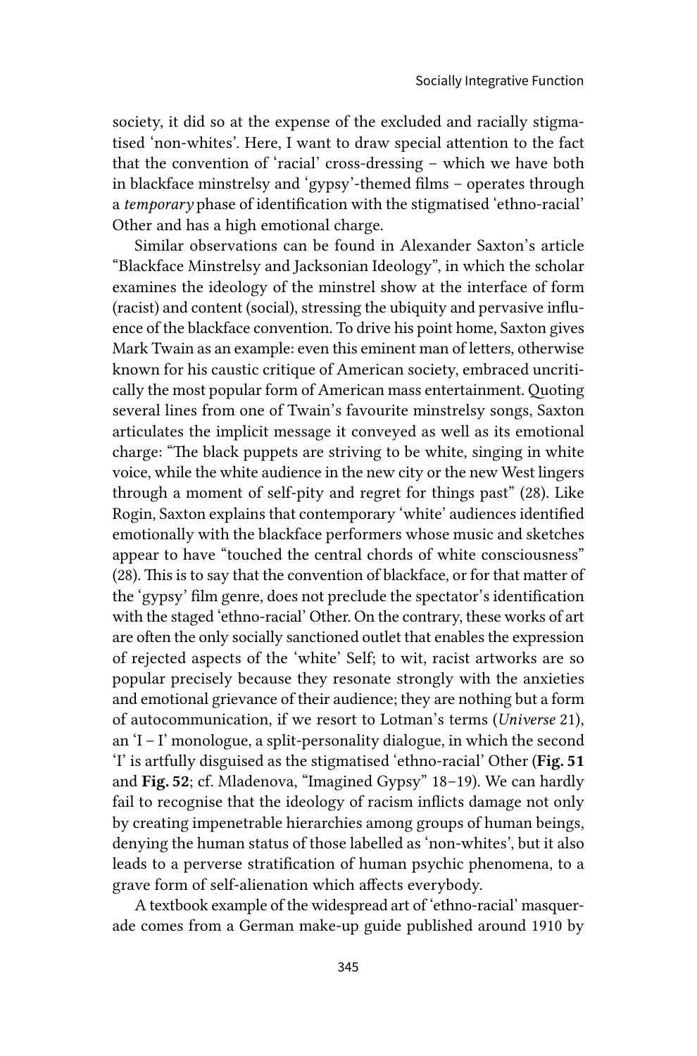society, it did so at the expense of the excluded and racially stigmatised 'non-whites'. Here, I want to draw special attention to the fact that the convention of 'racial' cross-dressing – which we have both in blackface minstrelsy and 'gypsy'-themed films – operates through a *temporary* phase of identification with the stigmatised 'ethno-racial' Other and has a high emotional charge.

Similar observations can be found in Alexander Saxton's article "Blackface Minstrelsy and Jacksonian Ideology", in which the scholar examines the ideology of the minstrel show at the interface of form (racist) and content (social), stressing the ubiquity and pervasive influence of the blackface convention. To drive his point home, Saxton gives Mark Twain as an example: even this eminent man of letters, otherwise known for his caustic critique of American society, embraced uncritically the most popular form of American mass entertainment. Quoting several lines from one of Twain's favourite minstrelsy songs, Saxton articulates the implicit message it conveyed as well as its emotional charge: "The black puppets are striving to be white, singing in white voice, while the white audience in the new city or the new West lingers through a moment of self-pity and regret for things past" (28). Like Rogin, Saxton explains that contemporary 'white' audiences identified emotionally with the blackface performers whose music and sketches appear to have "touched the central chords of white consciousness" (28). This is to say that the convention of blackface, or for that matter of the 'gypsy' film genre, does not preclude the spectator's identification with the staged 'ethno-racial' Other. On the contrary, these works of art are often the only socially sanctioned outlet that enables the expression of rejected aspects of the 'white' Self; to wit, racist artworks are so popular precisely because they resonate strongly with the anxieties and emotional grievance of their audience; they are nothing but a form of autocommunication, if we resort to Lotman's terms (*Universe* 21), an 'I – I' monologue, a split-personality dialogue, in which the second 'I' is artfully disguised as the stigmatised 'ethno-racial' Other (**Fig. 51** and **Fig. 52**; cf. Mladenova, "Imagined Gypsy" 18–19). We can hardly fail to recognise that the ideology of racism inflicts damage not only by creating impenetrable hierarchies among groups of human beings, denying the human status of those labelled as 'non-whites', but it also leads to a perverse stratification of human psychic phenomena, to a grave form of self-alienation which affects everybody.

A textbook example of the widespread art of 'ethno-racial' masquerade comes from a German make-up guide published around 1910 by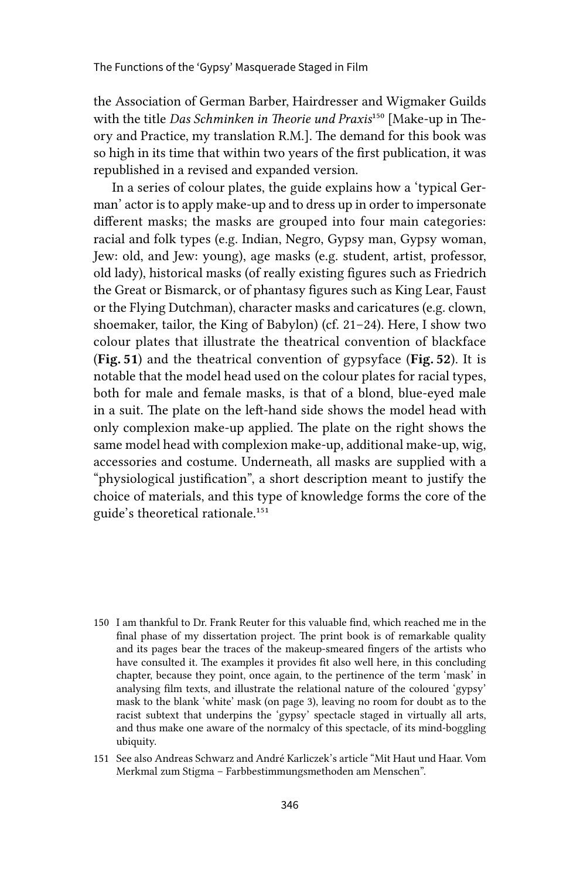the Association of German Barber, Hairdresser and Wigmaker Guilds with the title *Das Schminken in Theorie und Praxis*[150] [Make-up in Theory and Practice, my translation R.M.]. The demand for this book was so high in its time that within two years of the first publication, it was republished in a revised and expanded version.

In a series of colour plates, the guide explains how a 'typical German' actor is to apply make-up and to dress up in order to impersonate different masks; the masks are grouped into four main categories: racial and folk types (e.g. Indian, Negro, Gypsy man, Gypsy woman, Jew: old, and Jew: young), age masks (e.g. student, artist, professor, old lady), historical masks (of really existing figures such as Friedrich the Great or Bismarck, or of phantasy figures such as King Lear, Faust or the Flying Dutchman), character masks and caricatures (e.g. clown, shoemaker, tailor, the King of Babylon) (cf. 21–24). Here, I show two colour plates that illustrate the theatrical convention of blackface (**Fig. 51**) and the theatrical convention of gypsyface (**Fig. 52**). It is notable that the model head used on the colour plates for racial types, both for male and female masks, is that of a blond, blue-eyed male in a suit. The plate on the left-hand side shows the model head with only complexion make-up applied. The plate on the right shows the same model head with complexion make-up, additional make-up, wig, accessories and costume. Underneath, all masks are supplied with a "physiological justification", a short description meant to justify the choice of materials, and this type of knowledge forms the core of the guide's theoretical rationale.[151]

150 I am thankful to Dr. Frank Reuter for this valuable find, which reached me in the final phase of my dissertation project. The print book is of remarkable quality and its pages bear the traces of the makeup-smeared fingers of the artists who have consulted it. The examples it provides fit also well here, in this concluding chapter, because they point, once again, to the pertinence of the term 'mask' in analysing film texts, and illustrate the relational nature of the coloured 'gypsy' mask to the blank 'white' mask (on page 3), leaving no room for doubt as to the racist subtext that underpins the 'gypsy' spectacle staged in virtually all arts, and thus make one aware of the normalcy of this spectacle, of its mind-boggling ubiquity.

151 See also Andreas Schwarz and André Karliczek's article "Mit Haut und Haar. Vom Merkmal zum Stigma – Farbbestimmungsmethoden am Menschen".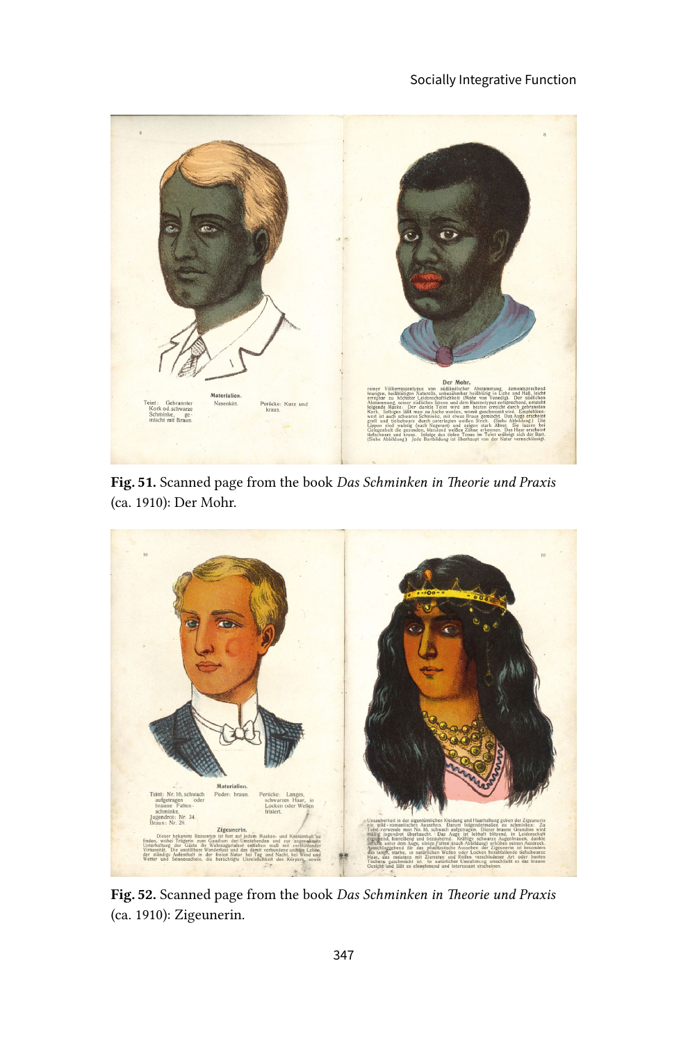**Fig. 51.** Scanned page from the book *Das Schminken in Theorie und Praxis* (ca. 1910): Der Mohr.

**Fig. 52.** Scanned page from the book *Das Schminken in Theorie und Praxis* (ca. 1910): Zigeunerin.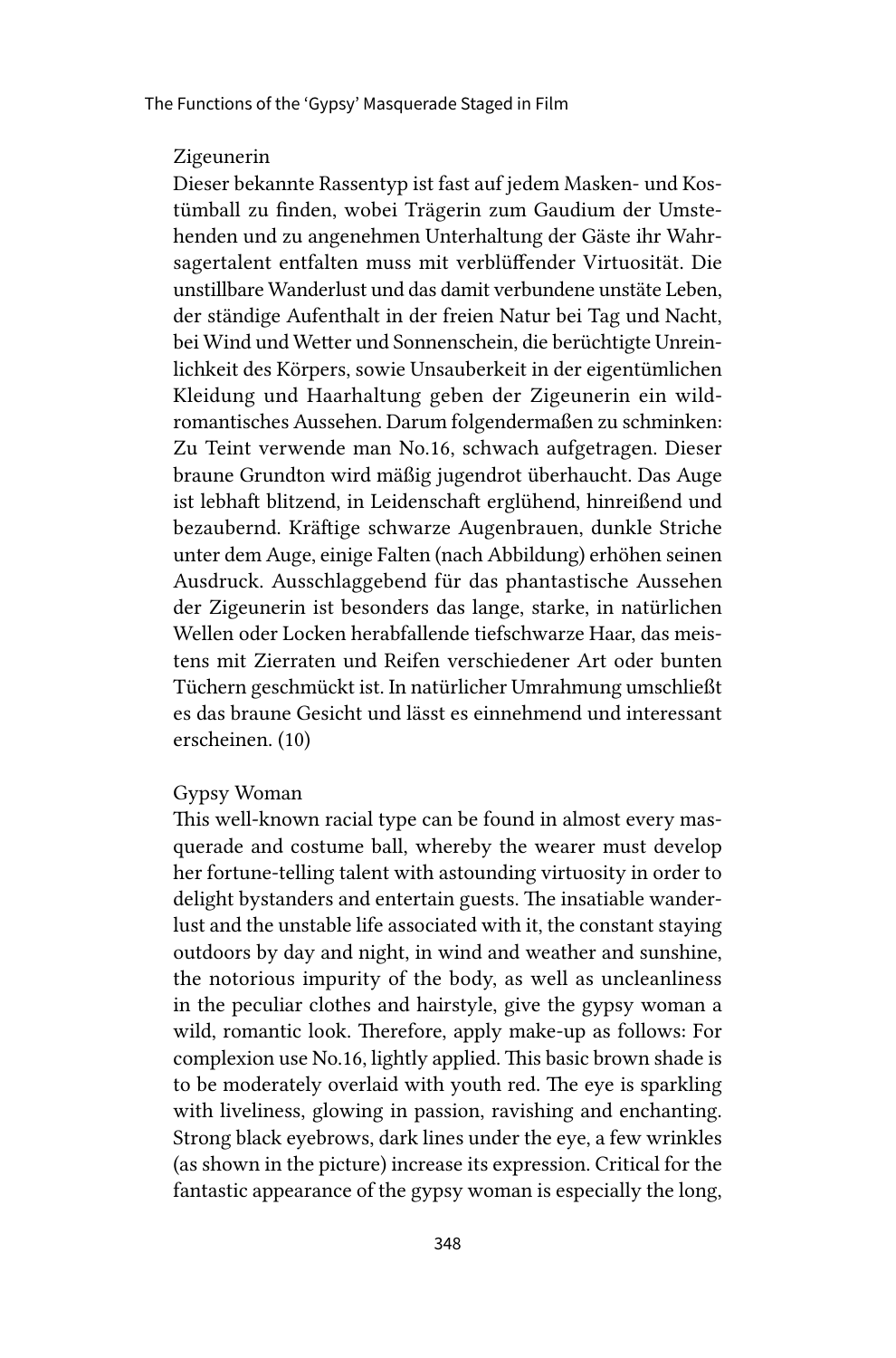Zigeunerin  
Dieser bekannte Rassentyp ist fast auf jedem Masken- und Kostümball zu finden, wobei Trägerin zum Gaudium der Umstehenden und zu angenehmen Unterhaltung der Gäste ihr Wahrsagertalent entfalten muss mit verblüffender Virtuosität. Die unstillbare Wanderlust und das damit verbundene unstäte Leben, der ständige Aufenthalt in der freien Natur bei Tag und Nacht, bei Wind und Wetter und Sonnenschein, die berüchtigte Unreinlichkeit des Körpers, sowie Unsauberkeit in der eigentümlichen Kleidung und Haarhaltung geben der Zigeunerin ein wildromantisches Aussehen. Darum folgendermaßen zu schminken: Zu Teint verwende man No.16, schwach aufgetragen. Dieser braune Grundton wird mäßig jugendrot überhaucht. Das Auge ist lebhaft blitzend, in Leidenschaft erglühend, hinreißend und bezaubernd. Kräftige schwarze Augenbrauen, dunkle Striche unter dem Auge, einige Falten (nach Abbildung) erhöhen seinen Ausdruck. Ausschlaggebend für das phantastische Aussehen der Zigeunerin ist besonders das lange, starke, in natürlichen Wellen oder Locken herabfallende tiefschwarze Haar, das meistens mit Zierraten und Reifen verschiedener Art oder bunten Tüchern geschmückt ist. In natürlicher Umrahmung umschließt es das braune Gesicht und lässt es einnehmend und interessant erscheinen. (10)

Gypsy Woman  
This well-known racial type can be found in almost every masquerade and costume ball, whereby the wearer must develop her fortune-telling talent with astounding virtuosity in order to delight bystanders and entertain guests. The insatiable wanderlust and the unstable life associated with it, the constant staying outdoors by day and night, in wind and weather and sunshine, the notorious impurity of the body, as well as uncleanliness in the peculiar clothes and hairstyle, give the gypsy woman a wild, romantic look. Therefore, apply make-up as follows: For complexion use No.16, lightly applied. This basic brown shade is to be moderately overlaid with youth red. The eye is sparkling with liveliness, glowing in passion, ravishing and enchanting. Strong black eyebrows, dark lines under the eye, a few wrinkles (as shown in the picture) increase its expression. Critical for the fantastic appearance of the gypsy woman is especially the long,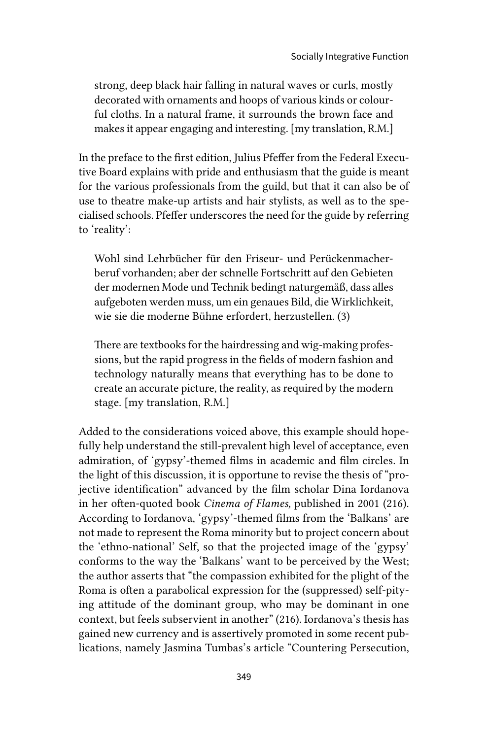> strong, deep black hair falling in natural waves or curls, mostly decorated with ornaments and hoops of various kinds or colourful cloths. In a natural frame, it surrounds the brown face and makes it appear engaging and interesting. [my translation, R.M.]

In the preface to the first edition, Julius Pfeffer from the Federal Executive Board explains with pride and enthusiasm that the guide is meant for the various professionals from the guild, but that it can also be of use to theatre make-up artists and hair stylists, as well as to the specialised schools. Pfeffer underscores the need for the guide by referring to 'reality':

> Wohl sind Lehrbücher für den Friseur- und Perückenmacherberuf vorhanden; aber der schnelle Fortschritt auf den Gebieten der modernen Mode und Technik bedingt naturgemäß, dass alles aufgeboten werden muss, um ein genaues Bild, die Wirklichkeit, wie sie die moderne Bühne erfordert, herzustellen. (3)

> There are textbooks for the hairdressing and wig-making professions, but the rapid progress in the fields of modern fashion and technology naturally means that everything has to be done to create an accurate picture, the reality, as required by the modern stage. [my translation, R.M.]

Added to the considerations voiced above, this example should hopefully help understand the still-prevalent high level of acceptance, even admiration, of 'gypsy'-themed films in academic and film circles. In the light of this discussion, it is opportune to revise the thesis of "projective identification" advanced by the film scholar Dina Iordanova in her often-quoted book *Cinema of Flames,* published in 2001 (216). According to Iordanova, 'gypsy'-themed films from the 'Balkans' are not made to represent the Roma minority but to project concern about the 'ethno-national' Self, so that the projected image of the 'gypsy' conforms to the way the 'Balkans' want to be perceived by the West; the author asserts that "the compassion exhibited for the plight of the Roma is often a parabolical expression for the (suppressed) self-pitying attitude of the dominant group, who may be dominant in one context, but feels subservient in another" (216). Iordanova's thesis has gained new currency and is assertively promoted in some recent publications, namely Jasmina Tumbas's article "Countering Persecution,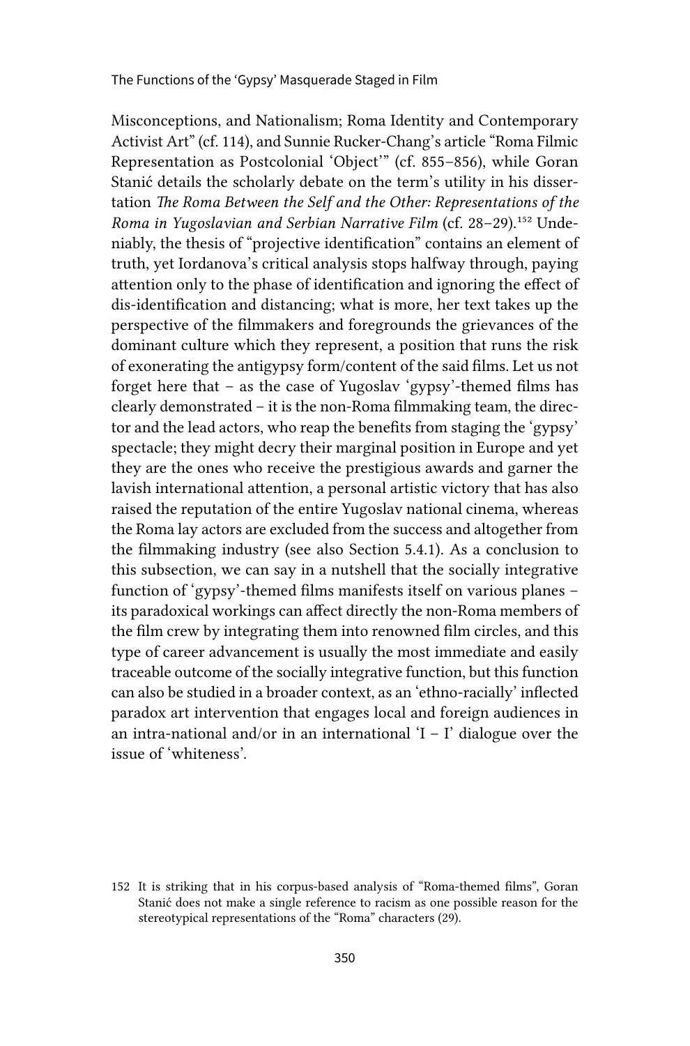Misconceptions, and Nationalism; Roma Identity and Contemporary Activist Art" (cf. 114), and Sunnie Rucker-Chang's article "Roma Filmic Representation as Postcolonial 'Object'" (cf. 855–856), while Goran Stanić details the scholarly debate on the term's utility in his dissertation *The Roma Between the Self and the Other: Representations of the Roma in Yugoslavian and Serbian Narrative Film* (cf. 28–29).[152] Undeniably, the thesis of "projective identification" contains an element of truth, yet Iordanova's critical analysis stops halfway through, paying attention only to the phase of identification and ignoring the effect of dis-identification and distancing; what is more, her text takes up the perspective of the filmmakers and foregrounds the grievances of the dominant culture which they represent, a position that runs the risk of exonerating the antigypsy form/content of the said films. Let us not forget here that – as the case of Yugoslav 'gypsy'-themed films has clearly demonstrated – it is the non-Roma filmmaking team, the director and the lead actors, who reap the benefits from staging the 'gypsy' spectacle; they might decry their marginal position in Europe and yet they are the ones who receive the prestigious awards and garner the lavish international attention, a personal artistic victory that has also raised the reputation of the entire Yugoslav national cinema, whereas the Roma lay actors are excluded from the success and altogether from the filmmaking industry (see also Section 5.4.1). As a conclusion to this subsection, we can say in a nutshell that the socially integrative function of 'gypsy'-themed films manifests itself on various planes – its paradoxical workings can affect directly the non-Roma members of the film crew by integrating them into renowned film circles, and this type of career advancement is usually the most immediate and easily traceable outcome of the socially integrative function, but this function can also be studied in a broader context, as an 'ethno-racially' inflected paradox art intervention that engages local and foreign audiences in an intra-national and/or in an international 'I – I' dialogue over the issue of 'whiteness'.

152 It is striking that in his corpus-based analysis of "Roma-themed films", Goran Stanić does not make a single reference to racism as one possible reason for the stereotypical representations of the "Roma" characters (29).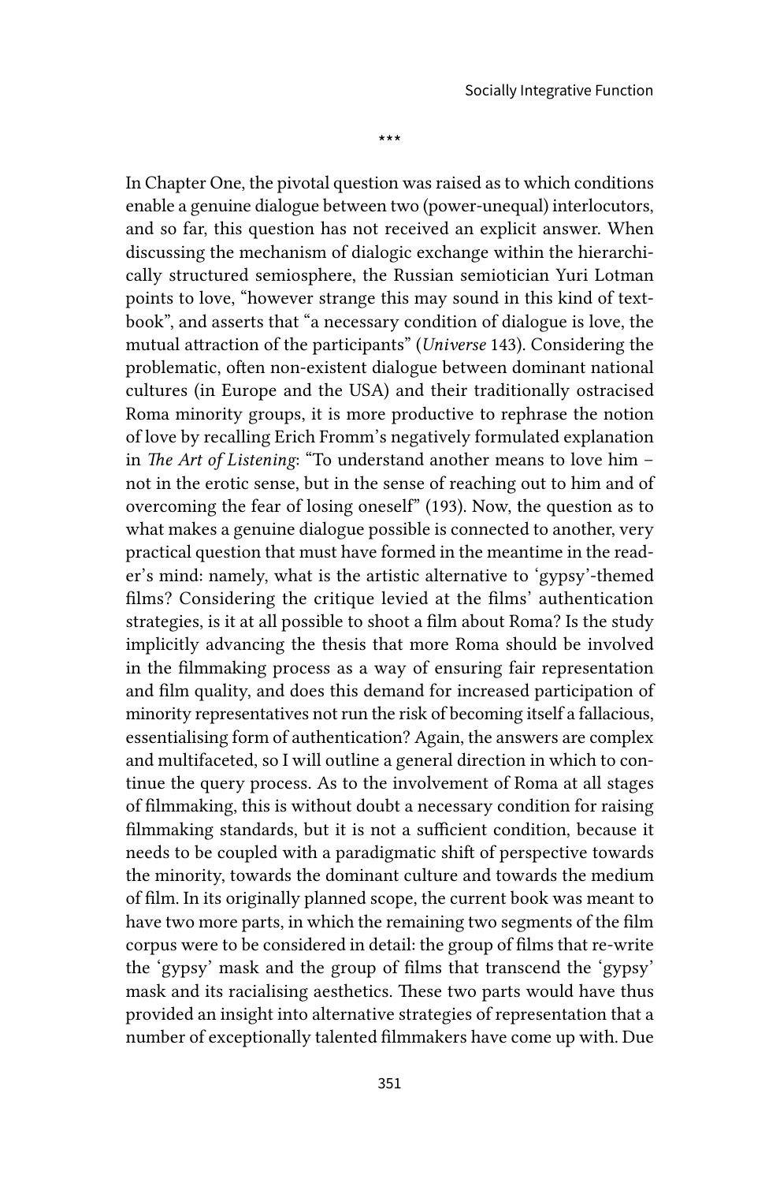\*\*\*

In Chapter One, the pivotal question was raised as to which conditions enable a genuine dialogue between two (power-unequal) interlocutors, and so far, this question has not received an explicit answer. When discussing the mechanism of dialogic exchange within the hierarchically structured semiosphere, the Russian semiotician Yuri Lotman points to love, "however strange this may sound in this kind of textbook", and asserts that "a necessary condition of dialogue is love, the mutual attraction of the participants" (*Universe* 143). Considering the problematic, often non-existent dialogue between dominant national cultures (in Europe and the USA) and their traditionally ostracised Roma minority groups, it is more productive to rephrase the notion of love by recalling Erich Fromm's negatively formulated explanation in *The Art of Listening*: "To understand another means to love him – not in the erotic sense, but in the sense of reaching out to him and of overcoming the fear of losing oneself" (193). Now, the question as to what makes a genuine dialogue possible is connected to another, very practical question that must have formed in the meantime in the reader's mind: namely, what is the artistic alternative to 'gypsy'-themed films? Considering the critique levied at the films' authentication strategies, is it at all possible to shoot a film about Roma? Is the study implicitly advancing the thesis that more Roma should be involved in the filmmaking process as a way of ensuring fair representation and film quality, and does this demand for increased participation of minority representatives not run the risk of becoming itself a fallacious, essentialising form of authentication? Again, the answers are complex and multifaceted, so I will outline a general direction in which to continue the query process. As to the involvement of Roma at all stages of filmmaking, this is without doubt a necessary condition for raising filmmaking standards, but it is not a sufficient condition, because it needs to be coupled with a paradigmatic shift of perspective towards the minority, towards the dominant culture and towards the medium of film. In its originally planned scope, the current book was meant to have two more parts, in which the remaining two segments of the film corpus were to be considered in detail: the group of films that re-write the 'gypsy' mask and the group of films that transcend the 'gypsy' mask and its racialising aesthetics. These two parts would have thus provided an insight into alternative strategies of representation that a number of exceptionally talented filmmakers have come up with. Due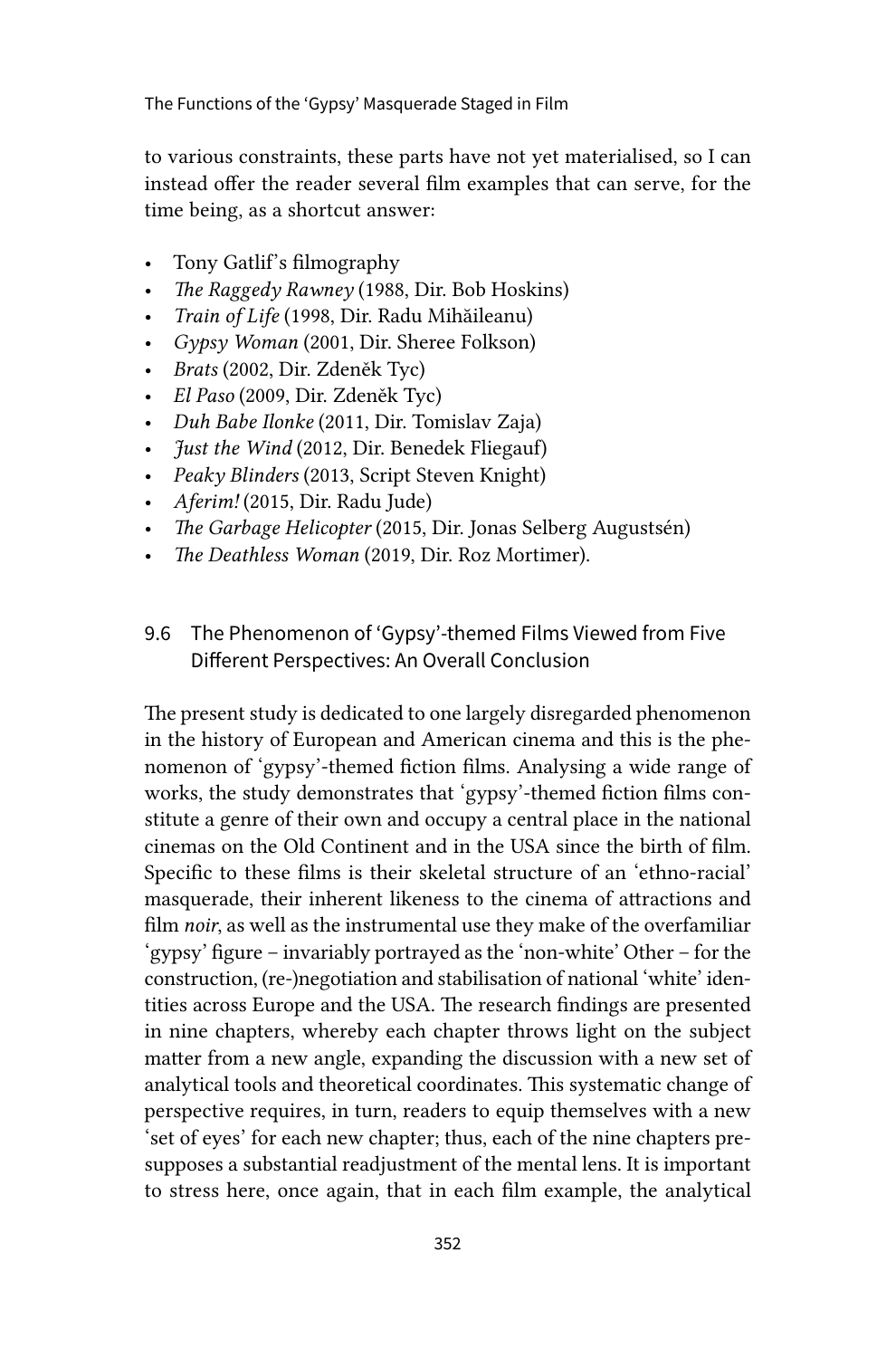to various constraints, these parts have not yet materialised, so I can instead offer the reader several film examples that can serve, for the time being, as a shortcut answer:

- Tony Gatlif's filmography
- *The Raggedy Rawney* (1988, Dir. Bob Hoskins)
- *Train of Life* (1998, Dir. Radu Mihăileanu)
- *Gypsy Woman* (2001, Dir. Sheree Folkson)
- *Brats* (2002, Dir. Zdeněk Tyc)
- *El Paso* (2009, Dir. Zdeněk Tyc)
- *Duh Babe Ilonke* (2011, Dir. Tomislav Zaja)
- *Just the Wind* (2012, Dir. Benedek Fliegauf)
- *Peaky Blinders* (2013, Script Steven Knight)
- *Aferim!* (2015, Dir. Radu Jude)
- *The Garbage Helicopter* (2015, Dir. Jonas Selberg Augustsén)
- *The Deathless Woman* (2019, Dir. Roz Mortimer).

## 9.6 The Phenomenon of 'Gypsy'-themed Films Viewed from Five Different Perspectives: An Overall Conclusion

The present study is dedicated to one largely disregarded phenomenon in the history of European and American cinema and this is the phenomenon of 'gypsy'-themed fiction films. Analysing a wide range of works, the study demonstrates that 'gypsy'-themed fiction films constitute a genre of their own and occupy a central place in the national cinemas on the Old Continent and in the USA since the birth of film. Specific to these films is their skeletal structure of an 'ethno-racial' masquerade, their inherent likeness to the cinema of attractions and film *noir*, as well as the instrumental use they make of the overfamiliar 'gypsy' figure – invariably portrayed as the 'non-white' Other – for the construction, (re-)negotiation and stabilisation of national 'white' identities across Europe and the USA. The research findings are presented in nine chapters, whereby each chapter throws light on the subject matter from a new angle, expanding the discussion with a new set of analytical tools and theoretical coordinates. This systematic change of perspective requires, in turn, readers to equip themselves with a new 'set of eyes' for each new chapter; thus, each of the nine chapters presupposes a substantial readjustment of the mental lens. It is important to stress here, once again, that in each film example, the analytical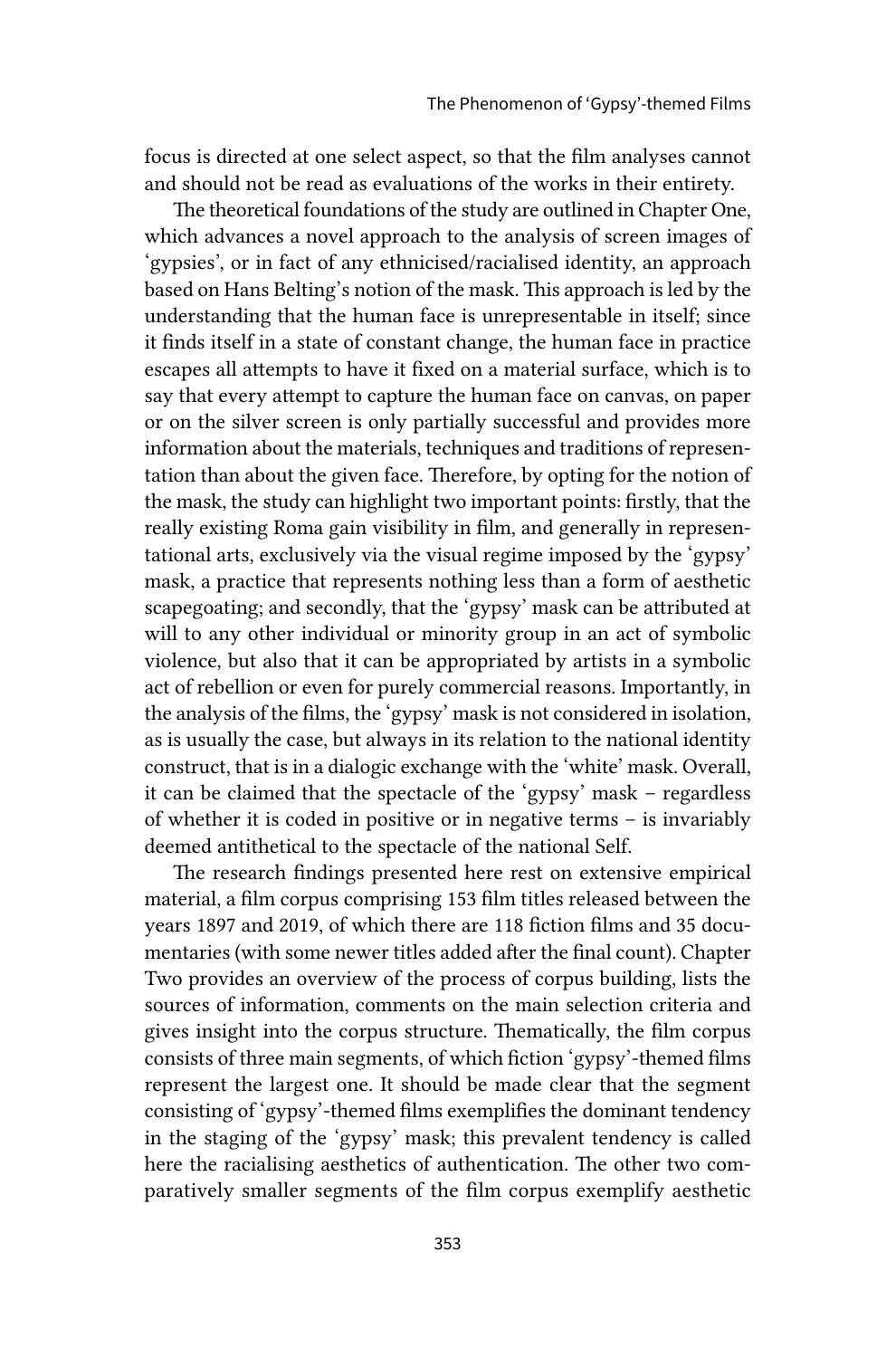focus is directed at one select aspect, so that the film analyses cannot and should not be read as evaluations of the works in their entirety.

The theoretical foundations of the study are outlined in Chapter One, which advances a novel approach to the analysis of screen images of 'gypsies', or in fact of any ethnicised/racialised identity, an approach based on Hans Belting's notion of the mask. This approach is led by the understanding that the human face is unrepresentable in itself; since it finds itself in a state of constant change, the human face in practice escapes all attempts to have it fixed on a material surface, which is to say that every attempt to capture the human face on canvas, on paper or on the silver screen is only partially successful and provides more information about the materials, techniques and traditions of representation than about the given face. Therefore, by opting for the notion of the mask, the study can highlight two important points: firstly, that the really existing Roma gain visibility in film, and generally in representational arts, exclusively via the visual regime imposed by the 'gypsy' mask, a practice that represents nothing less than a form of aesthetic scapegoating; and secondly, that the 'gypsy' mask can be attributed at will to any other individual or minority group in an act of symbolic violence, but also that it can be appropriated by artists in a symbolic act of rebellion or even for purely commercial reasons. Importantly, in the analysis of the films, the 'gypsy' mask is not considered in isolation, as is usually the case, but always in its relation to the national identity construct, that is in a dialogic exchange with the 'white' mask. Overall, it can be claimed that the spectacle of the 'gypsy' mask – regardless of whether it is coded in positive or in negative terms – is invariably deemed antithetical to the spectacle of the national Self.

The research findings presented here rest on extensive empirical material, a film corpus comprising 153 film titles released between the years 1897 and 2019, of which there are 118 fiction films and 35 documentaries (with some newer titles added after the final count). Chapter Two provides an overview of the process of corpus building, lists the sources of information, comments on the main selection criteria and gives insight into the corpus structure. Thematically, the film corpus consists of three main segments, of which fiction 'gypsy'-themed films represent the largest one. It should be made clear that the segment consisting of 'gypsy'-themed films exemplifies the dominant tendency in the staging of the 'gypsy' mask; this prevalent tendency is called here the racialising aesthetics of authentication. The other two comparatively smaller segments of the film corpus exemplify aesthetic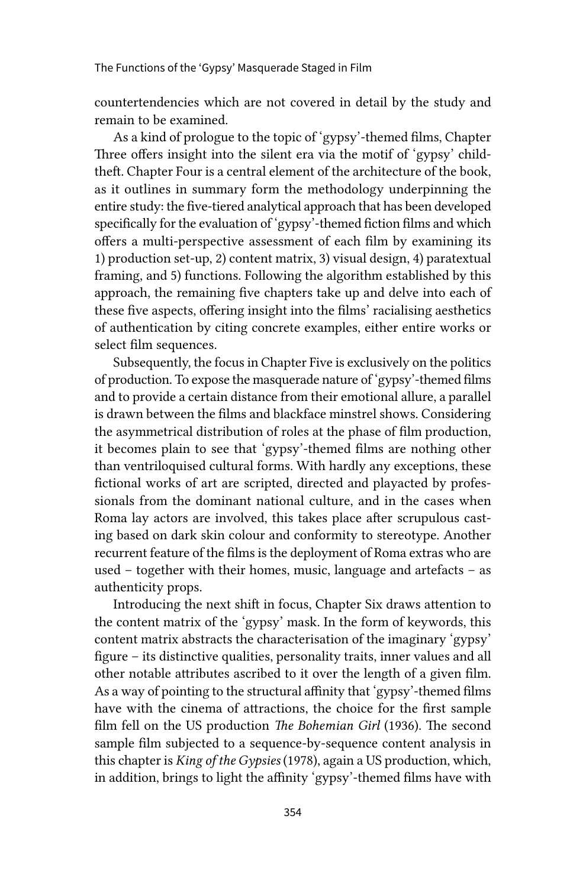countertendencies which are not covered in detail by the study and remain to be examined.

As a kind of prologue to the topic of 'gypsy'-themed films, Chapter Three offers insight into the silent era via the motif of 'gypsy' child-theft. Chapter Four is a central element of the architecture of the book, as it outlines in summary form the methodology underpinning the entire study: the five-tiered analytical approach that has been developed specifically for the evaluation of 'gypsy'-themed fiction films and which offers a multi-perspective assessment of each film by examining its 1) production set-up, 2) content matrix, 3) visual design, 4) paratextual framing, and 5) functions. Following the algorithm established by this approach, the remaining five chapters take up and delve into each of these five aspects, offering insight into the films' racialising aesthetics of authentication by citing concrete examples, either entire works or select film sequences.

Subsequently, the focus in Chapter Five is exclusively on the politics of production. To expose the masquerade nature of 'gypsy'-themed films and to provide a certain distance from their emotional allure, a parallel is drawn between the films and blackface minstrel shows. Considering the asymmetrical distribution of roles at the phase of film production, it becomes plain to see that 'gypsy'-themed films are nothing other than ventriloquised cultural forms. With hardly any exceptions, these fictional works of art are scripted, directed and playacted by professionals from the dominant national culture, and in the cases when Roma lay actors are involved, this takes place after scrupulous casting based on dark skin colour and conformity to stereotype. Another recurrent feature of the films is the deployment of Roma extras who are used – together with their homes, music, language and artefacts – as authenticity props.

Introducing the next shift in focus, Chapter Six draws attention to the content matrix of the 'gypsy' mask. In the form of keywords, this content matrix abstracts the characterisation of the imaginary 'gypsy' figure – its distinctive qualities, personality traits, inner values and all other notable attributes ascribed to it over the length of a given film. As a way of pointing to the structural affinity that 'gypsy'-themed films have with the cinema of attractions, the choice for the first sample film fell on the US production *The Bohemian Girl* (1936). The second sample film subjected to a sequence-by-sequence content analysis in this chapter is *King of the Gypsies* (1978), again a US production, which, in addition, brings to light the affinity 'gypsy'-themed films have with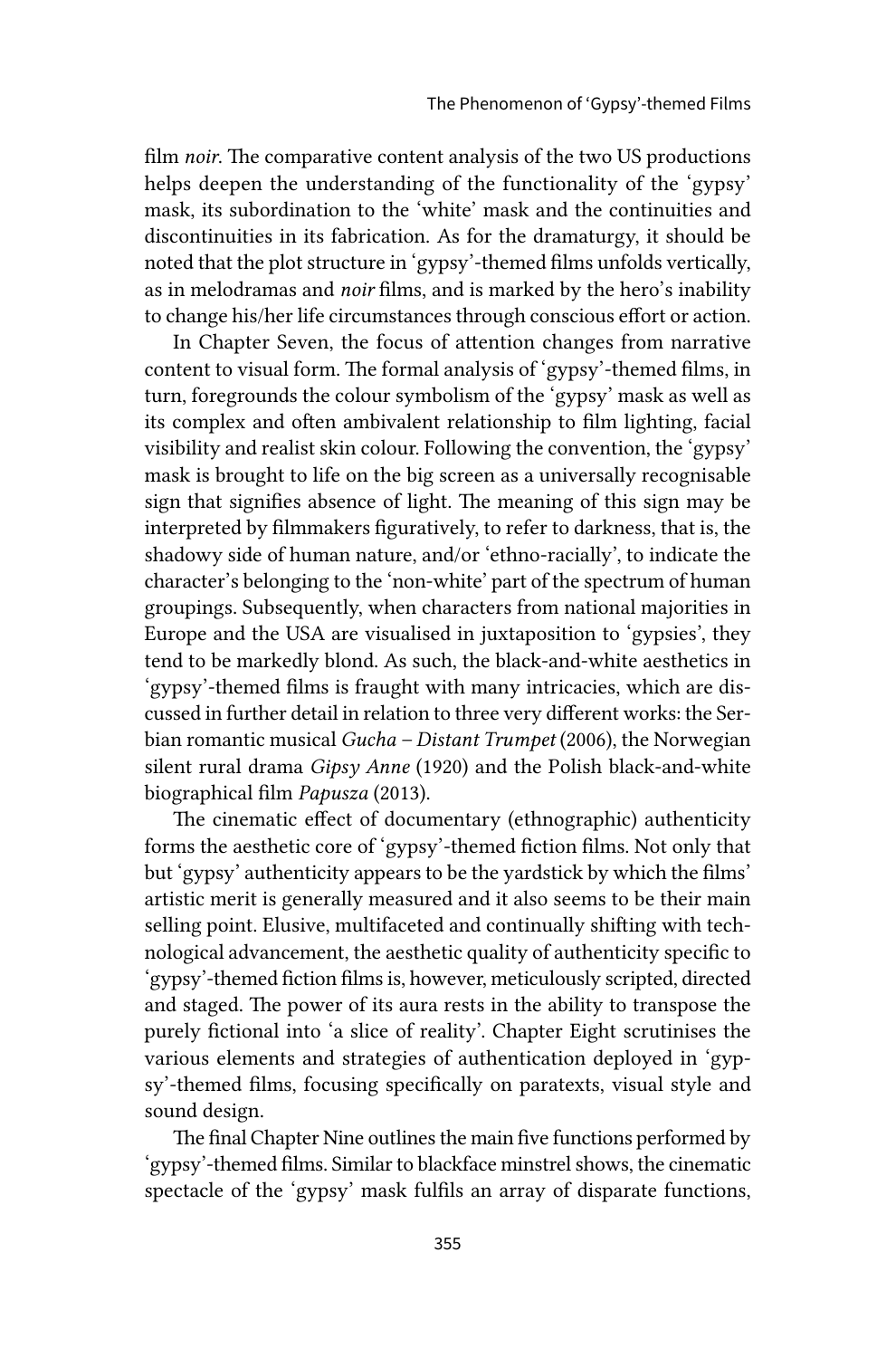film *noir*. The comparative content analysis of the two US productions helps deepen the understanding of the functionality of the 'gypsy' mask, its subordination to the 'white' mask and the continuities and discontinuities in its fabrication. As for the dramaturgy, it should be noted that the plot structure in 'gypsy'-themed films unfolds vertically, as in melodramas and *noir* films, and is marked by the hero's inability to change his/her life circumstances through conscious effort or action.

In Chapter Seven, the focus of attention changes from narrative content to visual form. The formal analysis of 'gypsy'-themed films, in turn, foregrounds the colour symbolism of the 'gypsy' mask as well as its complex and often ambivalent relationship to film lighting, facial visibility and realist skin colour. Following the convention, the 'gypsy' mask is brought to life on the big screen as a universally recognisable sign that signifies absence of light. The meaning of this sign may be interpreted by filmmakers figuratively, to refer to darkness, that is, the shadowy side of human nature, and/or 'ethno-racially', to indicate the character's belonging to the 'non-white' part of the spectrum of human groupings. Subsequently, when characters from national majorities in Europe and the USA are visualised in juxtaposition to 'gypsies', they tend to be markedly blond. As such, the black-and-white aesthetics in 'gypsy'-themed films is fraught with many intricacies, which are discussed in further detail in relation to three very different works: the Serbian romantic musical *Gucha – Distant Trumpet* (2006), the Norwegian silent rural drama *Gipsy Anne* (1920) and the Polish black-and-white biographical film *Papusza* (2013).

The cinematic effect of documentary (ethnographic) authenticity forms the aesthetic core of 'gypsy'-themed fiction films. Not only that but 'gypsy' authenticity appears to be the yardstick by which the films' artistic merit is generally measured and it also seems to be their main selling point. Elusive, multifaceted and continually shifting with technological advancement, the aesthetic quality of authenticity specific to 'gypsy'-themed fiction films is, however, meticulously scripted, directed and staged. The power of its aura rests in the ability to transpose the purely fictional into 'a slice of reality'. Chapter Eight scrutinises the various elements and strategies of authentication deployed in 'gypsy'-themed films, focusing specifically on paratexts, visual style and sound design.

The final Chapter Nine outlines the main five functions performed by 'gypsy'-themed films. Similar to blackface minstrel shows, the cinematic spectacle of the 'gypsy' mask fulfils an array of disparate functions,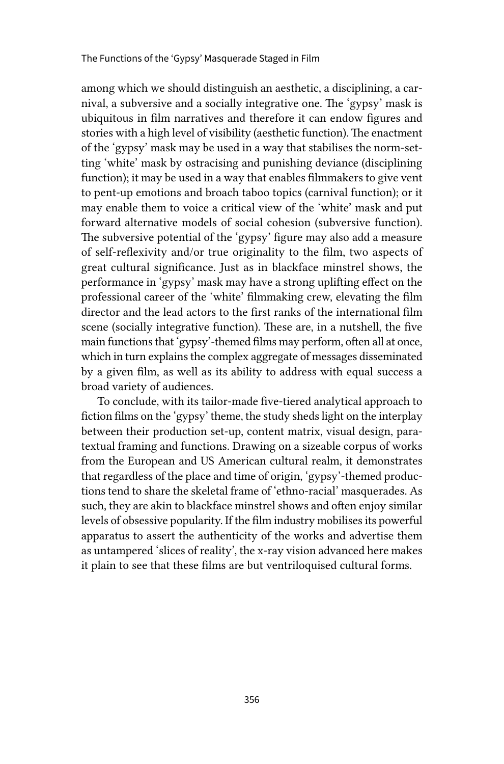among which we should distinguish an aesthetic, a disciplining, a carnival, a subversive and a socially integrative one. The 'gypsy' mask is ubiquitous in film narratives and therefore it can endow figures and stories with a high level of visibility (aesthetic function). The enactment of the 'gypsy' mask may be used in a way that stabilises the norm-setting 'white' mask by ostracising and punishing deviance (disciplining function); it may be used in a way that enables filmmakers to give vent to pent-up emotions and broach taboo topics (carnival function); or it may enable them to voice a critical view of the 'white' mask and put forward alternative models of social cohesion (subversive function). The subversive potential of the 'gypsy' figure may also add a measure of self-reflexivity and/or true originality to the film, two aspects of great cultural significance. Just as in blackface minstrel shows, the performance in 'gypsy' mask may have a strong uplifting effect on the professional career of the 'white' filmmaking crew, elevating the film director and the lead actors to the first ranks of the international film scene (socially integrative function). These are, in a nutshell, the five main functions that 'gypsy'-themed films may perform, often all at once, which in turn explains the complex aggregate of messages disseminated by a given film, as well as its ability to address with equal success a broad variety of audiences.

To conclude, with its tailor-made five-tiered analytical approach to fiction films on the 'gypsy' theme, the study sheds light on the interplay between their production set-up, content matrix, visual design, paratextual framing and functions. Drawing on a sizeable corpus of works from the European and US American cultural realm, it demonstrates that regardless of the place and time of origin, 'gypsy'-themed productions tend to share the skeletal frame of 'ethno-racial' masquerades. As such, they are akin to blackface minstrel shows and often enjoy similar levels of obsessive popularity. If the film industry mobilises its powerful apparatus to assert the authenticity of the works and advertise them as untampered 'slices of reality', the x-ray vision advanced here makes it plain to see that these films are but ventriloquised cultural forms.